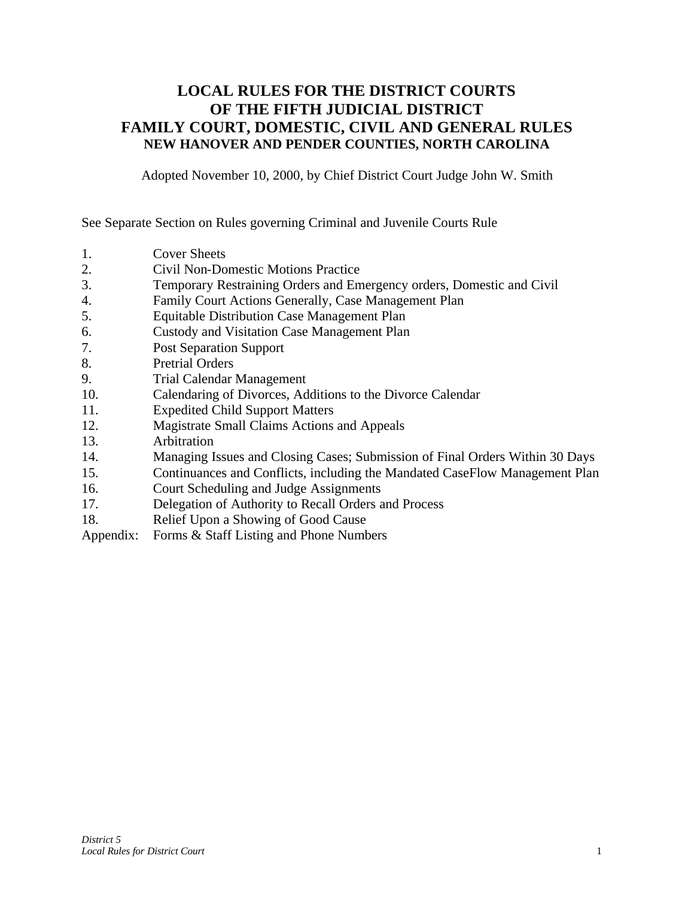# LOCAL RULES FOR THE DISTRICT COURTS
# OF THE FIFTH JUDICIAL DISTRICT
# FAMILY COURT, DOMESTIC, CIVIL AND GENERAL RULES
## NEW HANOVER AND PENDER COUNTIES, NORTH CAROLINA

Adopted November 10, 2000, by Chief District Court Judge John W. Smith

See Separate Section on Rules governing Criminal and Juvenile Courts Rule

1. Cover Sheets
2. Civil Non-Domestic Motions Practice
3. Temporary Restraining Orders and Emergency orders, Domestic and Civil
4. Family Court Actions Generally, Case Management Plan
5. Equitable Distribution Case Management Plan
6. Custody and Visitation Case Management Plan
7. Post Separation Support
8. Pretrial Orders
9. Trial Calendar Management
10. Calendaring of Divorces, Additions to the Divorce Calendar
11. Expedited Child Support Matters
12. Magistrate Small Claims Actions and Appeals
13. Arbitration
14. Managing Issues and Closing Cases; Submission of Final Orders Within 30 Days
15. Continuances and Conflicts, including the Mandated CaseFlow Management Plan
16. Court Scheduling and Judge Assignments
17. Delegation of Authority to Recall Orders and Process
18. Relief Upon a Showing of Good Cause

Appendix: Forms & Staff Listing and Phone Numbers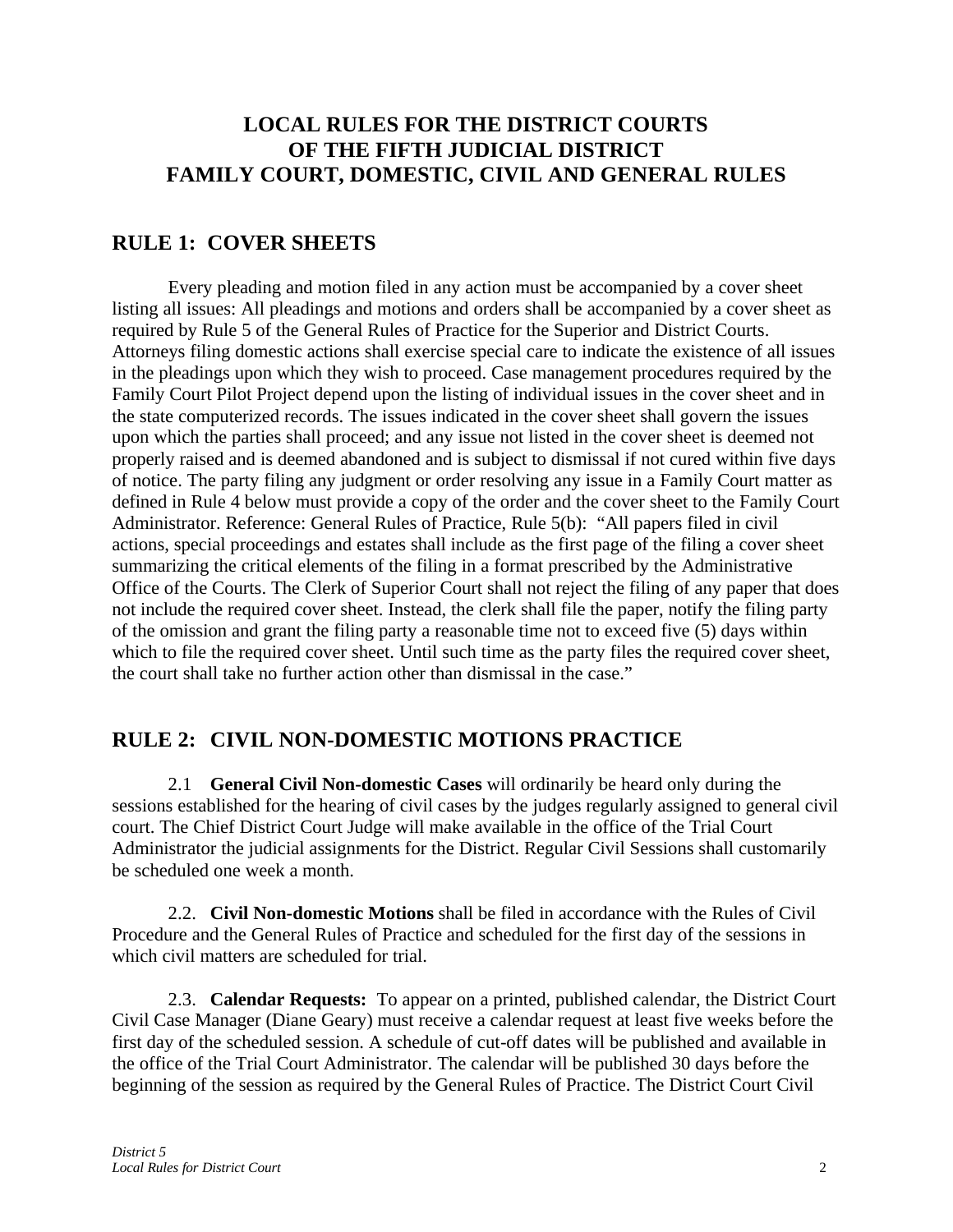# LOCAL RULES FOR THE DISTRICT COURTS OF THE FIFTH JUDICIAL DISTRICT FAMILY COURT, DOMESTIC, CIVIL AND GENERAL RULES

## RULE 1: COVER SHEETS

Every pleading and motion filed in any action must be accompanied by a cover sheet listing all issues: All pleadings and motions and orders shall be accompanied by a cover sheet as required by Rule 5 of the General Rules of Practice for the Superior and District Courts. Attorneys filing domestic actions shall exercise special care to indicate the existence of all issues in the pleadings upon which they wish to proceed. Case management procedures required by the Family Court Pilot Project depend upon the listing of individual issues in the cover sheet and in the state computerized records. The issues indicated in the cover sheet shall govern the issues upon which the parties shall proceed; and any issue not listed in the cover sheet is deemed not properly raised and is deemed abandoned and is subject to dismissal if not cured within five days of notice. The party filing any judgment or order resolving any issue in a Family Court matter as defined in Rule 4 below must provide a copy of the order and the cover sheet to the Family Court Administrator. Reference: General Rules of Practice, Rule 5(b): "All papers filed in civil actions, special proceedings and estates shall include as the first page of the filing a cover sheet summarizing the critical elements of the filing in a format prescribed by the Administrative Office of the Courts. The Clerk of Superior Court shall not reject the filing of any paper that does not include the required cover sheet. Instead, the clerk shall file the paper, notify the filing party of the omission and grant the filing party a reasonable time not to exceed five (5) days within which to file the required cover sheet. Until such time as the party files the required cover sheet, the court shall take no further action other than dismissal in the case."

## RULE 2: CIVIL NON-DOMESTIC MOTIONS PRACTICE

2.1 **General Civil Non-domestic Cases** will ordinarily be heard only during the sessions established for the hearing of civil cases by the judges regularly assigned to general civil court. The Chief District Court Judge will make available in the office of the Trial Court Administrator the judicial assignments for the District. Regular Civil Sessions shall customarily be scheduled one week a month.

2.2. **Civil Non-domestic Motions** shall be filed in accordance with the Rules of Civil Procedure and the General Rules of Practice and scheduled for the first day of the sessions in which civil matters are scheduled for trial.

2.3. **Calendar Requests:** To appear on a printed, published calendar, the District Court Civil Case Manager (Diane Geary) must receive a calendar request at least five weeks before the first day of the scheduled session. A schedule of cut-off dates will be published and available in the office of the Trial Court Administrator. The calendar will be published 30 days before the beginning of the session as required by the General Rules of Practice. The District Court Civil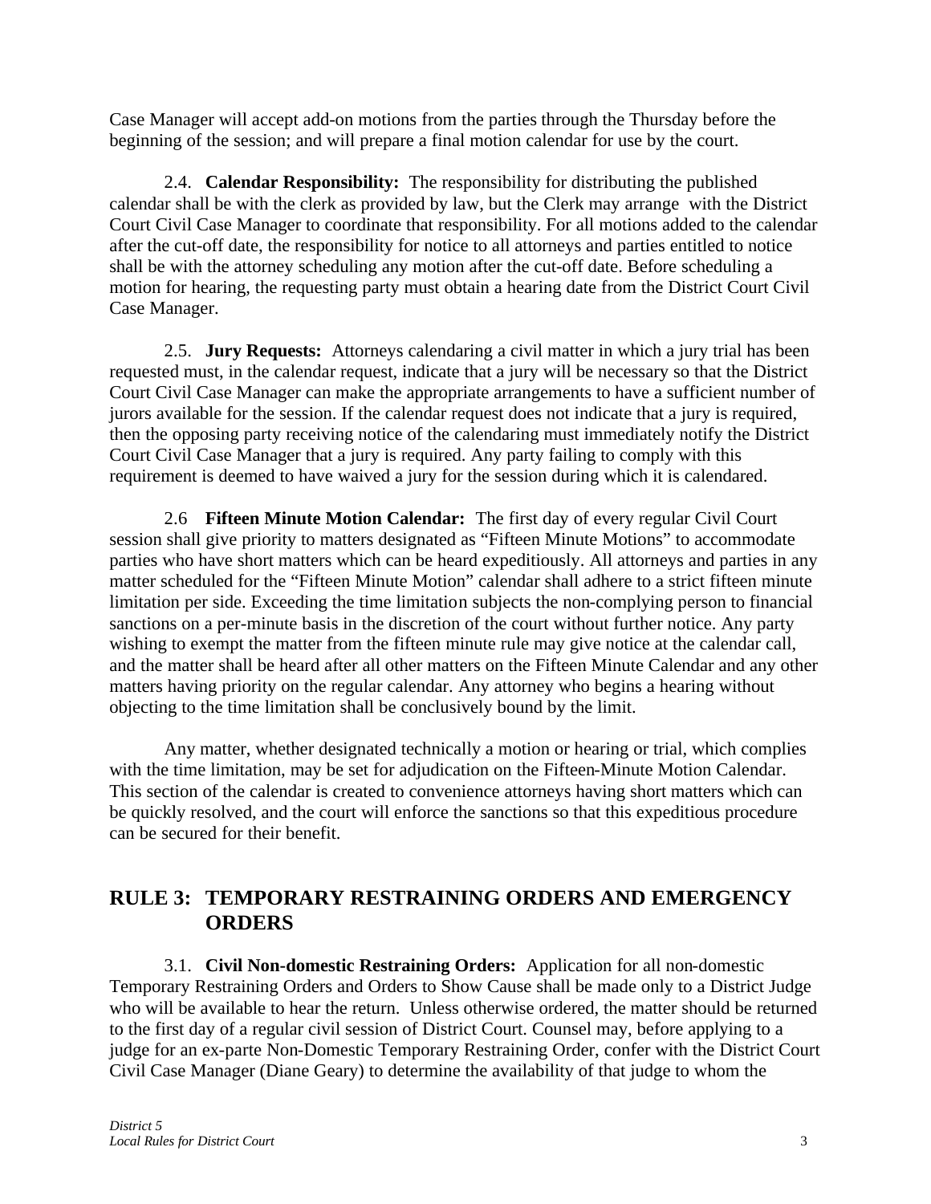Case Manager will accept add-on motions from the parties through the Thursday before the beginning of the session; and will prepare a final motion calendar for use by the court.

2.4. **Calendar Responsibility:** The responsibility for distributing the published calendar shall be with the clerk as provided by law, but the Clerk may arrange with the District Court Civil Case Manager to coordinate that responsibility. For all motions added to the calendar after the cut-off date, the responsibility for notice to all attorneys and parties entitled to notice shall be with the attorney scheduling any motion after the cut-off date. Before scheduling a motion for hearing, the requesting party must obtain a hearing date from the District Court Civil Case Manager.

2.5. **Jury Requests:** Attorneys calendaring a civil matter in which a jury trial has been requested must, in the calendar request, indicate that a jury will be necessary so that the District Court Civil Case Manager can make the appropriate arrangements to have a sufficient number of jurors available for the session. If the calendar request does not indicate that a jury is required, then the opposing party receiving notice of the calendaring must immediately notify the District Court Civil Case Manager that a jury is required. Any party failing to comply with this requirement is deemed to have waived a jury for the session during which it is calendared.

2.6 **Fifteen Minute Motion Calendar:** The first day of every regular Civil Court session shall give priority to matters designated as "Fifteen Minute Motions" to accommodate parties who have short matters which can be heard expeditiously. All attorneys and parties in any matter scheduled for the "Fifteen Minute Motion" calendar shall adhere to a strict fifteen minute limitation per side. Exceeding the time limitation subjects the non-complying person to financial sanctions on a per-minute basis in the discretion of the court without further notice. Any party wishing to exempt the matter from the fifteen minute rule may give notice at the calendar call, and the matter shall be heard after all other matters on the Fifteen Minute Calendar and any other matters having priority on the regular calendar. Any attorney who begins a hearing without objecting to the time limitation shall be conclusively bound by the limit.

Any matter, whether designated technically a motion or hearing or trial, which complies with the time limitation, may be set for adjudication on the Fifteen-Minute Motion Calendar. This section of the calendar is created to convenience attorneys having short matters which can be quickly resolved, and the court will enforce the sanctions so that this expeditious procedure can be secured for their benefit.

## RULE 3: TEMPORARY RESTRAINING ORDERS AND EMERGENCY ORDERS

3.1. **Civil Non-domestic Restraining Orders:** Application for all non-domestic Temporary Restraining Orders and Orders to Show Cause shall be made only to a District Judge who will be available to hear the return. Unless otherwise ordered, the matter should be returned to the first day of a regular civil session of District Court. Counsel may, before applying to a judge for an ex-parte Non-Domestic Temporary Restraining Order, confer with the District Court Civil Case Manager (Diane Geary) to determine the availability of that judge to whom the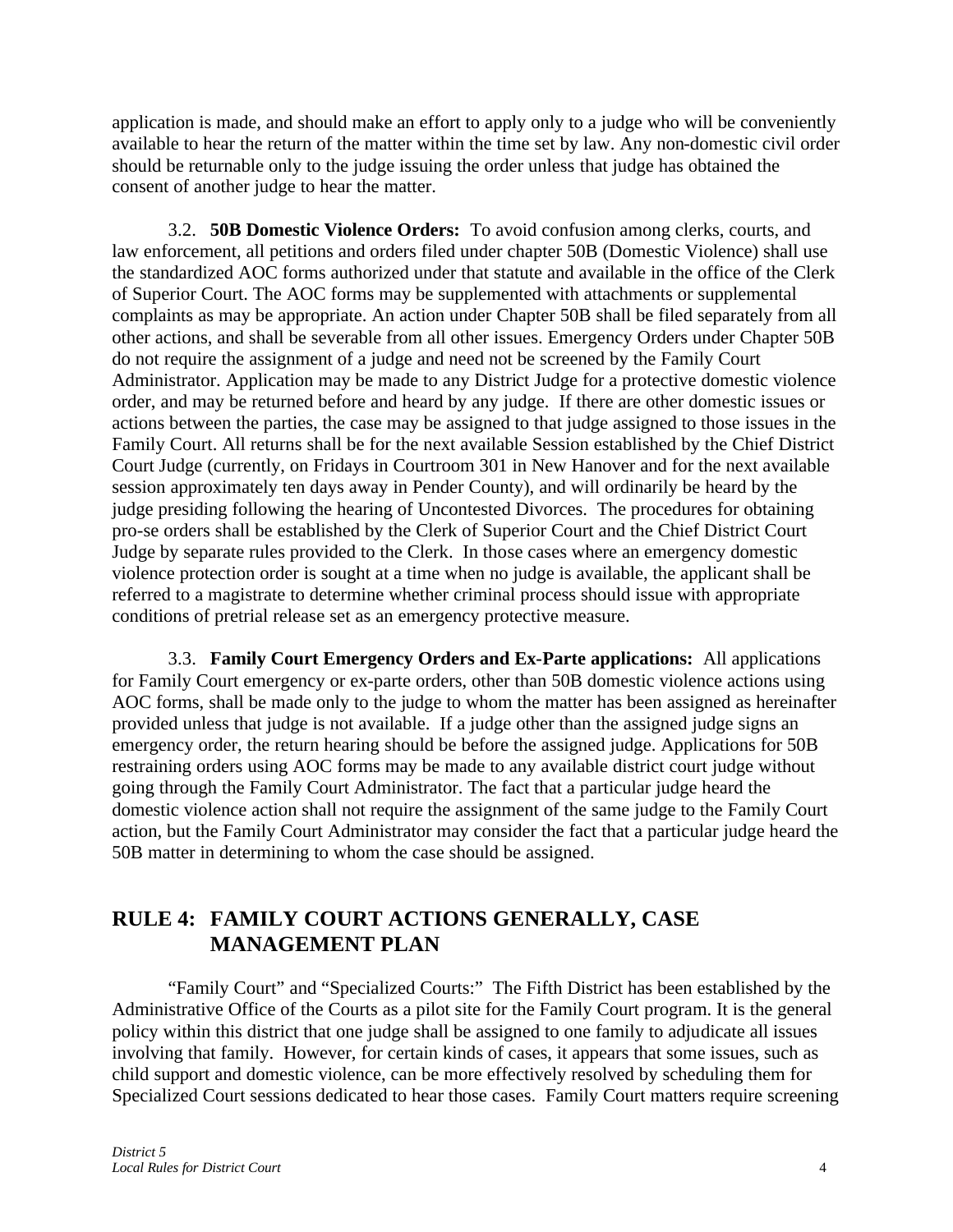application is made, and should make an effort to apply only to a judge who will be conveniently available to hear the return of the matter within the time set by law. Any non-domestic civil order should be returnable only to the judge issuing the order unless that judge has obtained the consent of another judge to hear the matter.

3.2. **50B Domestic Violence Orders:** To avoid confusion among clerks, courts, and law enforcement, all petitions and orders filed under chapter 50B (Domestic Violence) shall use the standardized AOC forms authorized under that statute and available in the office of the Clerk of Superior Court. The AOC forms may be supplemented with attachments or supplemental complaints as may be appropriate. An action under Chapter 50B shall be filed separately from all other actions, and shall be severable from all other issues. Emergency Orders under Chapter 50B do not require the assignment of a judge and need not be screened by the Family Court Administrator. Application may be made to any District Judge for a protective domestic violence order, and may be returned before and heard by any judge. If there are other domestic issues or actions between the parties, the case may be assigned to that judge assigned to those issues in the Family Court. All returns shall be for the next available Session established by the Chief District Court Judge (currently, on Fridays in Courtroom 301 in New Hanover and for the next available session approximately ten days away in Pender County), and will ordinarily be heard by the judge presiding following the hearing of Uncontested Divorces. The procedures for obtaining pro-se orders shall be established by the Clerk of Superior Court and the Chief District Court Judge by separate rules provided to the Clerk. In those cases where an emergency domestic violence protection order is sought at a time when no judge is available, the applicant shall be referred to a magistrate to determine whether criminal process should issue with appropriate conditions of pretrial release set as an emergency protective measure.

3.3. **Family Court Emergency Orders and Ex-Parte applications:** All applications for Family Court emergency or ex-parte orders, other than 50B domestic violence actions using AOC forms, shall be made only to the judge to whom the matter has been assigned as hereinafter provided unless that judge is not available. If a judge other than the assigned judge signs an emergency order, the return hearing should be before the assigned judge. Applications for 50B restraining orders using AOC forms may be made to any available district court judge without going through the Family Court Administrator. The fact that a particular judge heard the domestic violence action shall not require the assignment of the same judge to the Family Court action, but the Family Court Administrator may consider the fact that a particular judge heard the 50B matter in determining to whom the case should be assigned.

## RULE 4: FAMILY COURT ACTIONS GENERALLY, CASE MANAGEMENT PLAN

"Family Court" and "Specialized Courts:" The Fifth District has been established by the Administrative Office of the Courts as a pilot site for the Family Court program. It is the general policy within this district that one judge shall be assigned to one family to adjudicate all issues involving that family. However, for certain kinds of cases, it appears that some issues, such as child support and domestic violence, can be more effectively resolved by scheduling them for Specialized Court sessions dedicated to hear those cases. Family Court matters require screening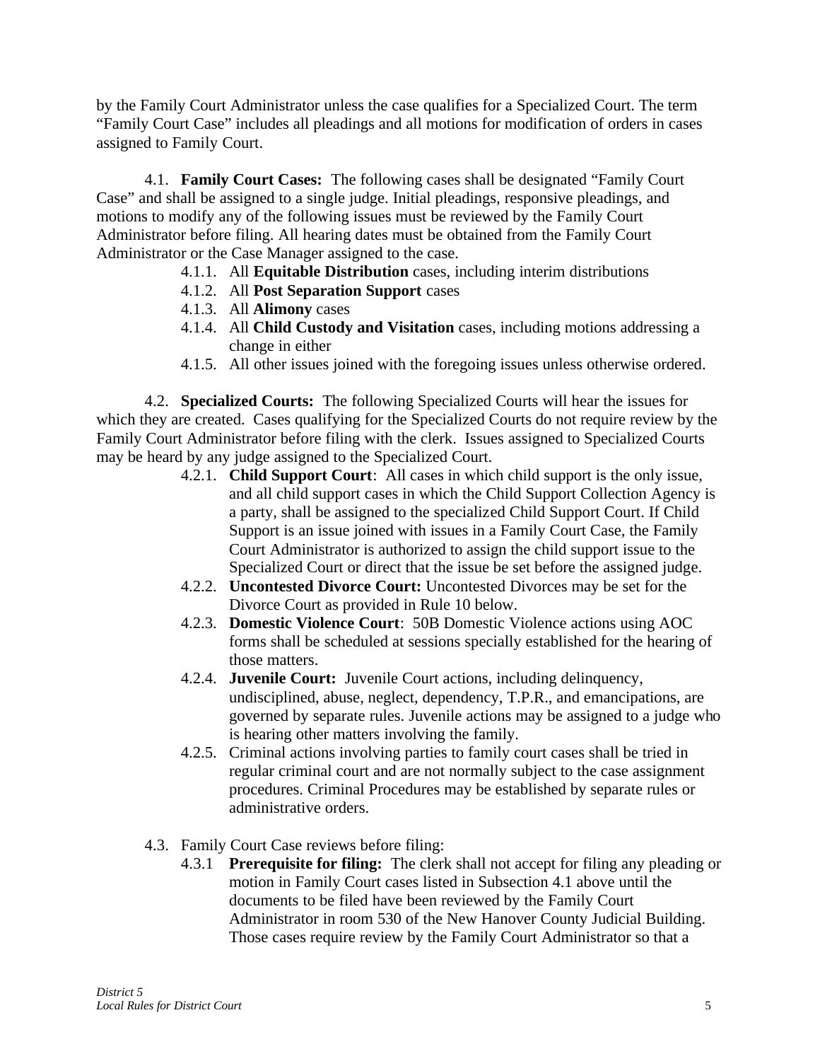by the Family Court Administrator unless the case qualifies for a Specialized Court. The term "Family Court Case" includes all pleadings and all motions for modification of orders in cases assigned to Family Court.

4.1. **Family Court Cases:** The following cases shall be designated "Family Court Case" and shall be assigned to a single judge. Initial pleadings, responsive pleadings, and motions to modify any of the following issues must be reviewed by the Family Court Administrator before filing. All hearing dates must be obtained from the Family Court Administrator or the Case Manager assigned to the case.

- 4.1.1. All **Equitable Distribution** cases, including interim distributions
- 4.1.2. All **Post Separation Support** cases
- 4.1.3. All **Alimony** cases
- 4.1.4. All **Child Custody and Visitation** cases, including motions addressing a change in either
- 4.1.5. All other issues joined with the foregoing issues unless otherwise ordered.

4.2. **Specialized Courts:** The following Specialized Courts will hear the issues for which they are created. Cases qualifying for the Specialized Courts do not require review by the Family Court Administrator before filing with the clerk. Issues assigned to Specialized Courts may be heard by any judge assigned to the Specialized Court.

- 4.2.1. **Child Support Court**: All cases in which child support is the only issue, and all child support cases in which the Child Support Collection Agency is a party, shall be assigned to the specialized Child Support Court. If Child Support is an issue joined with issues in a Family Court Case, the Family Court Administrator is authorized to assign the child support issue to the Specialized Court or direct that the issue be set before the assigned judge.
- 4.2.2. **Uncontested Divorce Court:** Uncontested Divorces may be set for the Divorce Court as provided in Rule 10 below.
- 4.2.3. **Domestic Violence Court**: 50B Domestic Violence actions using AOC forms shall be scheduled at sessions specially established for the hearing of those matters.
- 4.2.4. **Juvenile Court:** Juvenile Court actions, including delinquency, undisciplined, abuse, neglect, dependency, T.P.R., and emancipations, are governed by separate rules. Juvenile actions may be assigned to a judge who is hearing other matters involving the family.
- 4.2.5. Criminal actions involving parties to family court cases shall be tried in regular criminal court and are not normally subject to the case assignment procedures. Criminal Procedures may be established by separate rules or administrative orders.

4.3. Family Court Case reviews before filing:

- 4.3.1 **Prerequisite for filing:** The clerk shall not accept for filing any pleading or motion in Family Court cases listed in Subsection 4.1 above until the documents to be filed have been reviewed by the Family Court Administrator in room 530 of the New Hanover County Judicial Building. Those cases require review by the Family Court Administrator so that a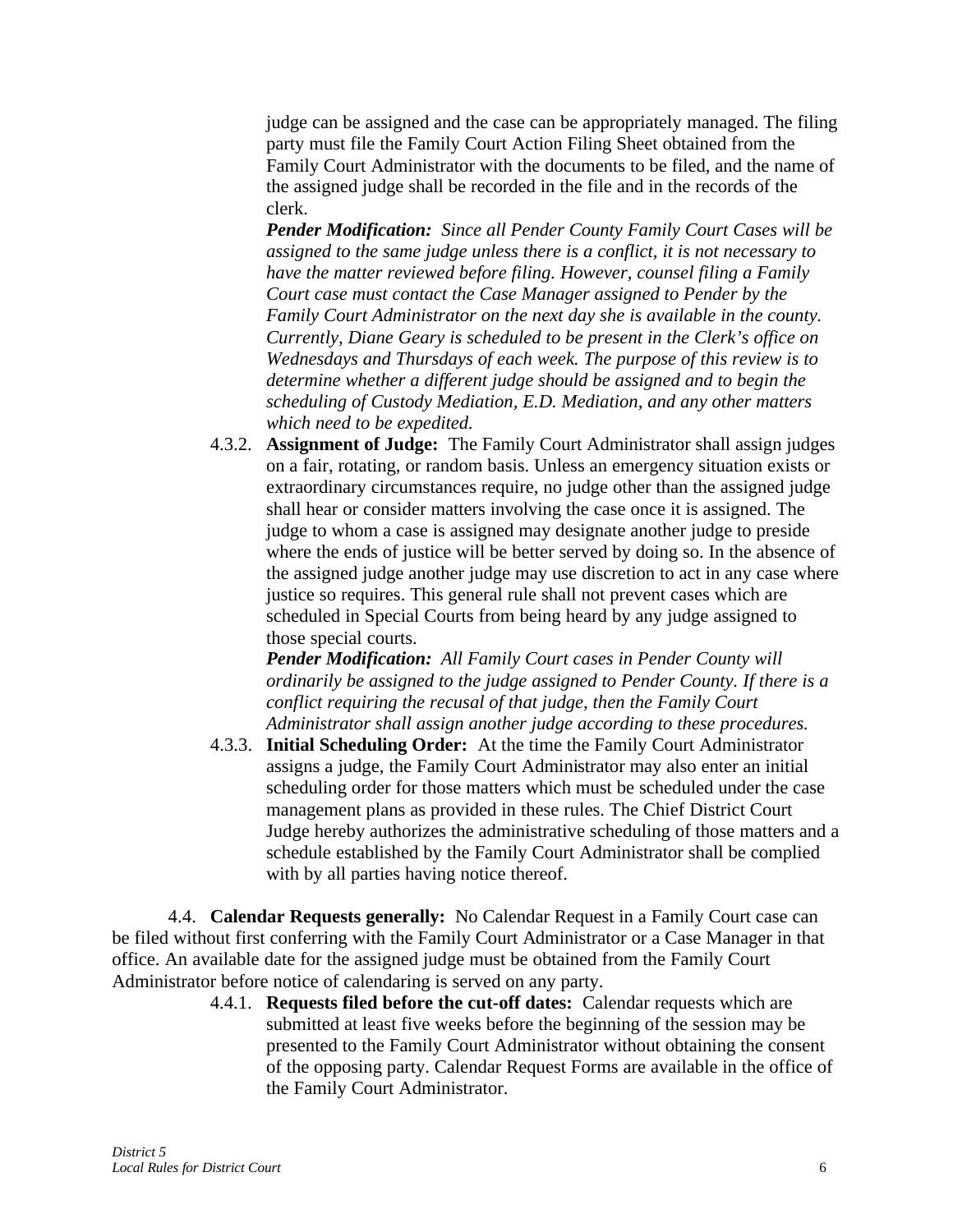judge can be assigned and the case can be appropriately managed. The filing party must file the Family Court Action Filing Sheet obtained from the Family Court Administrator with the documents to be filed, and the name of the assigned judge shall be recorded in the file and in the records of the clerk.

***Pender Modification:*** *Since all Pender County Family Court Cases will be assigned to the same judge unless there is a conflict, it is not necessary to have the matter reviewed before filing. However, counsel filing a Family Court case must contact the Case Manager assigned to Pender by the Family Court Administrator on the next day she is available in the county. Currently, Diane Geary is scheduled to be present in the Clerk's office on Wednesdays and Thursdays of each week. The purpose of this review is to determine whether a different judge should be assigned and to begin the scheduling of Custody Mediation, E.D. Mediation, and any other matters which need to be expedited.*

4.3.2. **Assignment of Judge:** The Family Court Administrator shall assign judges on a fair, rotating, or random basis. Unless an emergency situation exists or extraordinary circumstances require, no judge other than the assigned judge shall hear or consider matters involving the case once it is assigned. The judge to whom a case is assigned may designate another judge to preside where the ends of justice will be better served by doing so. In the absence of the assigned judge another judge may use discretion to act in any case where justice so requires. This general rule shall not prevent cases which are scheduled in Special Courts from being heard by any judge assigned to those special courts.

***Pender Modification:*** *All Family Court cases in Pender County will ordinarily be assigned to the judge assigned to Pender County. If there is a conflict requiring the recusal of that judge, then the Family Court Administrator shall assign another judge according to these procedures.*

4.3.3. **Initial Scheduling Order:** At the time the Family Court Administrator assigns a judge, the Family Court Administrator may also enter an initial scheduling order for those matters which must be scheduled under the case management plans as provided in these rules. The Chief District Court Judge hereby authorizes the administrative scheduling of those matters and a schedule established by the Family Court Administrator shall be complied with by all parties having notice thereof.

4.4. **Calendar Requests generally:** No Calendar Request in a Family Court case can be filed without first conferring with the Family Court Administrator or a Case Manager in that office. An available date for the assigned judge must be obtained from the Family Court Administrator before notice of calendaring is served on any party.

4.4.1. **Requests filed before the cut-off dates:** Calendar requests which are submitted at least five weeks before the beginning of the session may be presented to the Family Court Administrator without obtaining the consent of the opposing party. Calendar Request Forms are available in the office of the Family Court Administrator.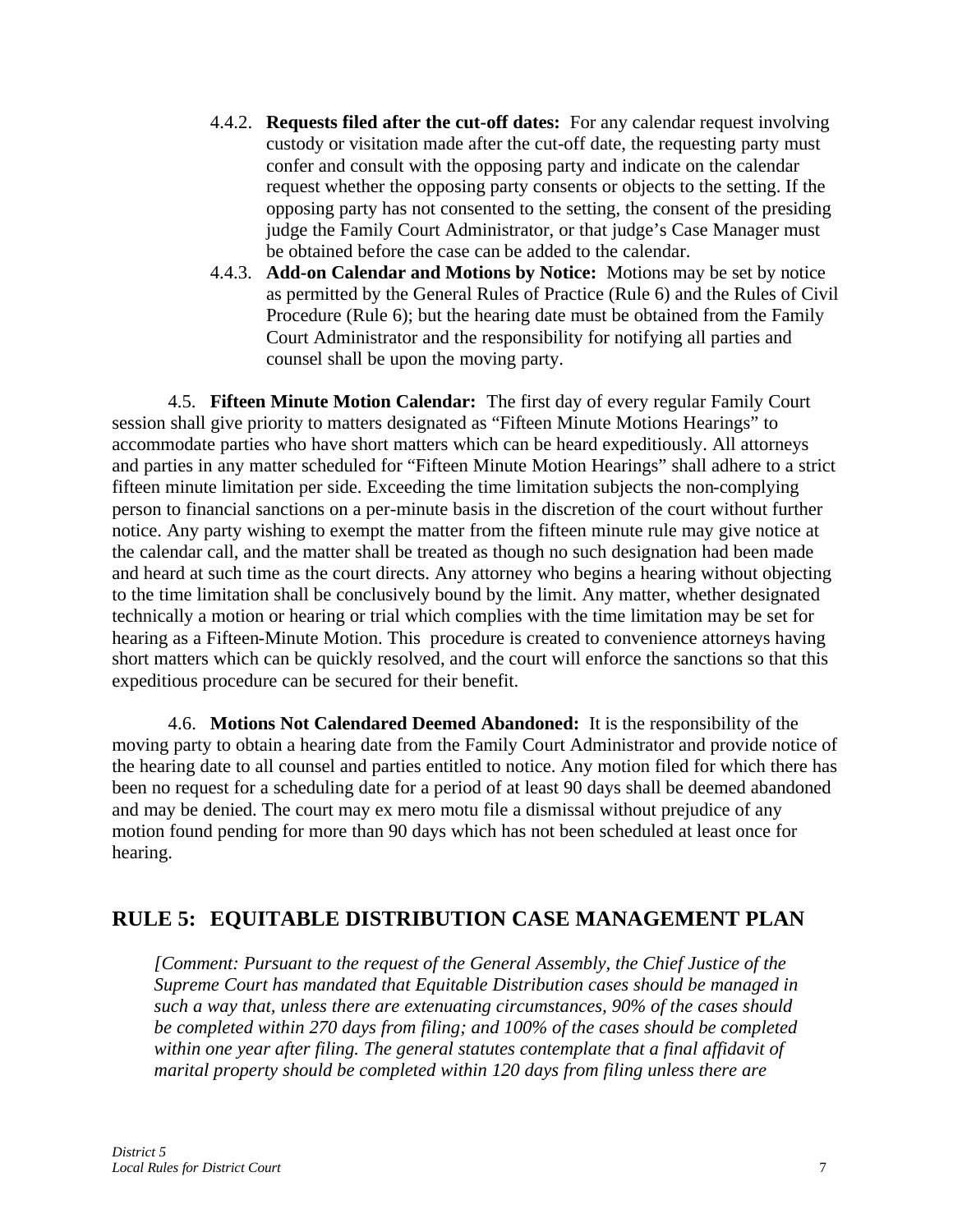4.4.2. **Requests filed after the cut-off dates:** For any calendar request involving custody or visitation made after the cut-off date, the requesting party must confer and consult with the opposing party and indicate on the calendar request whether the opposing party consents or objects to the setting. If the opposing party has not consented to the setting, the consent of the presiding judge the Family Court Administrator, or that judge's Case Manager must be obtained before the case can be added to the calendar.

4.4.3. **Add-on Calendar and Motions by Notice:** Motions may be set by notice as permitted by the General Rules of Practice (Rule 6) and the Rules of Civil Procedure (Rule 6); but the hearing date must be obtained from the Family Court Administrator and the responsibility for notifying all parties and counsel shall be upon the moving party.

4.5. **Fifteen Minute Motion Calendar:** The first day of every regular Family Court session shall give priority to matters designated as "Fifteen Minute Motions Hearings" to accommodate parties who have short matters which can be heard expeditiously. All attorneys and parties in any matter scheduled for "Fifteen Minute Motion Hearings" shall adhere to a strict fifteen minute limitation per side. Exceeding the time limitation subjects the non-complying person to financial sanctions on a per-minute basis in the discretion of the court without further notice. Any party wishing to exempt the matter from the fifteen minute rule may give notice at the calendar call, and the matter shall be treated as though no such designation had been made and heard at such time as the court directs. Any attorney who begins a hearing without objecting to the time limitation shall be conclusively bound by the limit. Any matter, whether designated technically a motion or hearing or trial which complies with the time limitation may be set for hearing as a Fifteen-Minute Motion. This procedure is created to convenience attorneys having short matters which can be quickly resolved, and the court will enforce the sanctions so that this expeditious procedure can be secured for their benefit.

4.6. **Motions Not Calendared Deemed Abandoned:** It is the responsibility of the moving party to obtain a hearing date from the Family Court Administrator and provide notice of the hearing date to all counsel and parties entitled to notice. Any motion filed for which there has been no request for a scheduling date for a period of at least 90 days shall be deemed abandoned and may be denied. The court may ex mero motu file a dismissal without prejudice of any motion found pending for more than 90 days which has not been scheduled at least once for hearing.

## RULE 5: EQUITABLE DISTRIBUTION CASE MANAGEMENT PLAN

*[Comment: Pursuant to the request of the General Assembly, the Chief Justice of the Supreme Court has mandated that Equitable Distribution cases should be managed in such a way that, unless there are extenuating circumstances, 90% of the cases should be completed within 270 days from filing; and 100% of the cases should be completed within one year after filing. The general statutes contemplate that a final affidavit of marital property should be completed within 120 days from filing unless there are*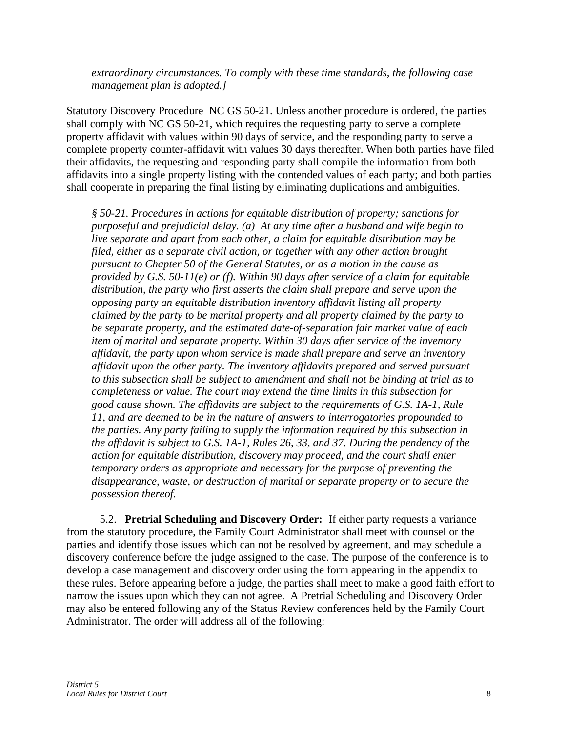*extraordinary circumstances. To comply with these time standards, the following case management plan is adopted.]*

Statutory Discovery Procedure NC GS 50-21. Unless another procedure is ordered, the parties shall comply with NC GS 50-21, which requires the requesting party to serve a complete property affidavit with values within 90 days of service, and the responding party to serve a complete property counter-affidavit with values 30 days thereafter. When both parties have filed their affidavits, the requesting and responding party shall compile the information from both affidavits into a single property listing with the contended values of each party; and both parties shall cooperate in preparing the final listing by eliminating duplications and ambiguities.

*§ 50-21. Procedures in actions for equitable distribution of property; sanctions for purposeful and prejudicial delay. (a) At any time after a husband and wife begin to live separate and apart from each other, a claim for equitable distribution may be filed, either as a separate civil action, or together with any other action brought pursuant to Chapter 50 of the General Statutes, or as a motion in the cause as provided by G.S. 50-11(e) or (f). Within 90 days after service of a claim for equitable distribution, the party who first asserts the claim shall prepare and serve upon the opposing party an equitable distribution inventory affidavit listing all property claimed by the party to be marital property and all property claimed by the party to be separate property, and the estimated date-of-separation fair market value of each item of marital and separate property. Within 30 days after service of the inventory affidavit, the party upon whom service is made shall prepare and serve an inventory affidavit upon the other party. The inventory affidavits prepared and served pursuant to this subsection shall be subject to amendment and shall not be binding at trial as to completeness or value. The court may extend the time limits in this subsection for good cause shown. The affidavits are subject to the requirements of G.S. 1A-1, Rule 11, and are deemed to be in the nature of answers to interrogatories propounded to the parties. Any party failing to supply the information required by this subsection in the affidavit is subject to G.S. 1A-1, Rules 26, 33, and 37. During the pendency of the action for equitable distribution, discovery may proceed, and the court shall enter temporary orders as appropriate and necessary for the purpose of preventing the disappearance, waste, or destruction of marital or separate property or to secure the possession thereof.*

5.2. **Pretrial Scheduling and Discovery Order:** If either party requests a variance from the statutory procedure, the Family Court Administrator shall meet with counsel or the parties and identify those issues which can not be resolved by agreement, and may schedule a discovery conference before the judge assigned to the case. The purpose of the conference is to develop a case management and discovery order using the form appearing in the appendix to these rules. Before appearing before a judge, the parties shall meet to make a good faith effort to narrow the issues upon which they can not agree. A Pretrial Scheduling and Discovery Order may also be entered following any of the Status Review conferences held by the Family Court Administrator. The order will address all of the following: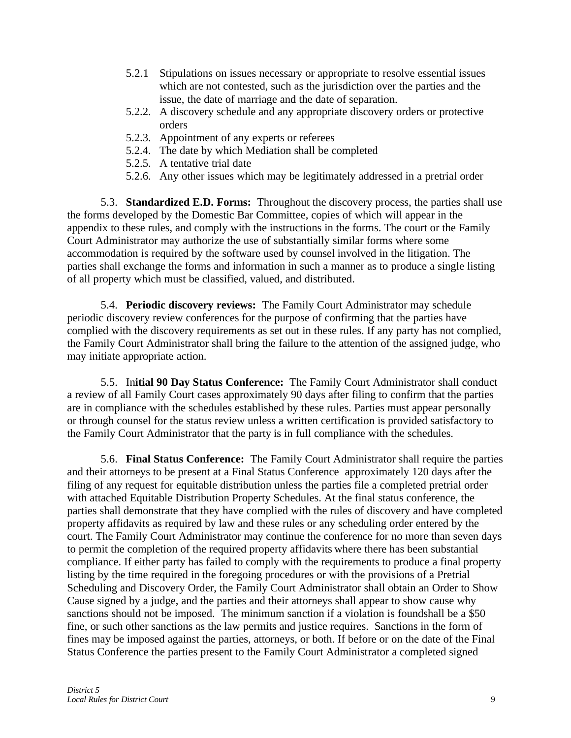5.2.1 Stipulations on issues necessary or appropriate to resolve essential issues which are not contested, such as the jurisdiction over the parties and the issue, the date of marriage and the date of separation.

5.2.2. A discovery schedule and any appropriate discovery orders or protective orders

5.2.3. Appointment of any experts or referees

5.2.4. The date by which Mediation shall be completed

5.2.5. A tentative trial date

5.2.6. Any other issues which may be legitimately addressed in a pretrial order

5.3. **Standardized E.D. Forms:** Throughout the discovery process, the parties shall use the forms developed by the Domestic Bar Committee, copies of which will appear in the appendix to these rules, and comply with the instructions in the forms. The court or the Family Court Administrator may authorize the use of substantially similar forms where some accommodation is required by the software used by counsel involved in the litigation. The parties shall exchange the forms and information in such a manner as to produce a single listing of all property which must be classified, valued, and distributed.

5.4. **Periodic discovery reviews:** The Family Court Administrator may schedule periodic discovery review conferences for the purpose of confirming that the parties have complied with the discovery requirements as set out in these rules. If any party has not complied, the Family Court Administrator shall bring the failure to the attention of the assigned judge, who may initiate appropriate action.

5.5. In**itial 90 Day Status Conference:** The Family Court Administrator shall conduct a review of all Family Court cases approximately 90 days after filing to confirm that the parties are in compliance with the schedules established by these rules. Parties must appear personally or through counsel for the status review unless a written certification is provided satisfactory to the Family Court Administrator that the party is in full compliance with the schedules.

5.6. **Final Status Conference:** The Family Court Administrator shall require the parties and their attorneys to be present at a Final Status Conference approximately 120 days after the filing of any request for equitable distribution unless the parties file a completed pretrial order with attached Equitable Distribution Property Schedules. At the final status conference, the parties shall demonstrate that they have complied with the rules of discovery and have completed property affidavits as required by law and these rules or any scheduling order entered by the court. The Family Court Administrator may continue the conference for no more than seven days to permit the completion of the required property affidavits where there has been substantial compliance. If either party has failed to comply with the requirements to produce a final property listing by the time required in the foregoing procedures or with the provisions of a Pretrial Scheduling and Discovery Order, the Family Court Administrator shall obtain an Order to Show Cause signed by a judge, and the parties and their attorneys shall appear to show cause why sanctions should not be imposed. The minimum sanction if a violation is foundshall be a $50 fine, or such other sanctions as the law permits and justice requires. Sanctions in the form of fines may be imposed against the parties, attorneys, or both. If before or on the date of the Final Status Conference the parties present to the Family Court Administrator a completed signed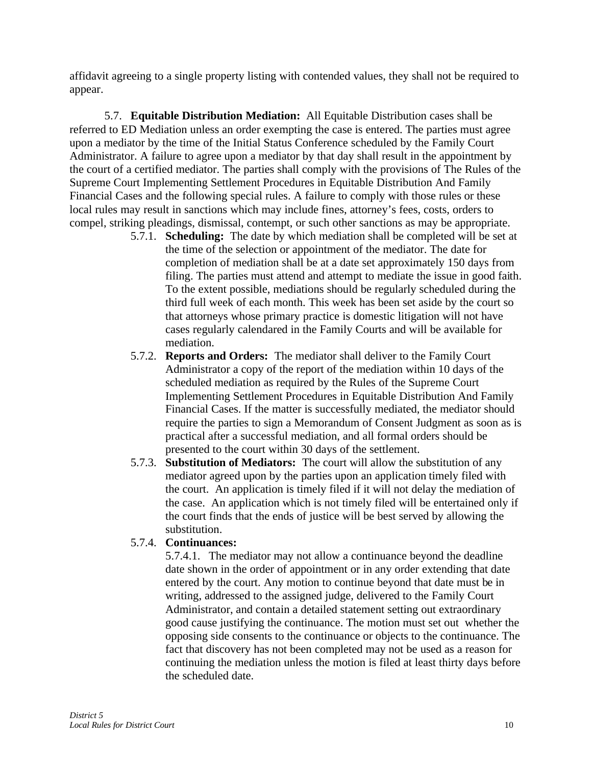affidavit agreeing to a single property listing with contended values, they shall not be required to appear.

5.7. **Equitable Distribution Mediation:** All Equitable Distribution cases shall be referred to ED Mediation unless an order exempting the case is entered. The parties must agree upon a mediator by the time of the Initial Status Conference scheduled by the Family Court Administrator. A failure to agree upon a mediator by that day shall result in the appointment by the court of a certified mediator. The parties shall comply with the provisions of The Rules of the Supreme Court Implementing Settlement Procedures in Equitable Distribution And Family Financial Cases and the following special rules. A failure to comply with those rules or these local rules may result in sanctions which may include fines, attorney's fees, costs, orders to compel, striking pleadings, dismissal, contempt, or such other sanctions as may be appropriate.

5.7.1. **Scheduling:** The date by which mediation shall be completed will be set at the time of the selection or appointment of the mediator. The date for completion of mediation shall be at a date set approximately 150 days from filing. The parties must attend and attempt to mediate the issue in good faith. To the extent possible, mediations should be regularly scheduled during the third full week of each month. This week has been set aside by the court so that attorneys whose primary practice is domestic litigation will not have cases regularly calendared in the Family Courts and will be available for mediation.

5.7.2. **Reports and Orders:** The mediator shall deliver to the Family Court Administrator a copy of the report of the mediation within 10 days of the scheduled mediation as required by the Rules of the Supreme Court Implementing Settlement Procedures in Equitable Distribution And Family Financial Cases. If the matter is successfully mediated, the mediator should require the parties to sign a Memorandum of Consent Judgment as soon as is practical after a successful mediation, and all formal orders should be presented to the court within 30 days of the settlement.

5.7.3. **Substitution of Mediators:** The court will allow the substitution of any mediator agreed upon by the parties upon an application timely filed with the court. An application is timely filed if it will not delay the mediation of the case. An application which is not timely filed will be entertained only if the court finds that the ends of justice will be best served by allowing the substitution.

5.7.4. **Continuances:**

5.7.4.1. The mediator may not allow a continuance beyond the deadline date shown in the order of appointment or in any order extending that date entered by the court. Any motion to continue beyond that date must be in writing, addressed to the assigned judge, delivered to the Family Court Administrator, and contain a detailed statement setting out extraordinary good cause justifying the continuance. The motion must set out whether the opposing side consents to the continuance or objects to the continuance. The fact that discovery has not been completed may not be used as a reason for continuing the mediation unless the motion is filed at least thirty days before the scheduled date.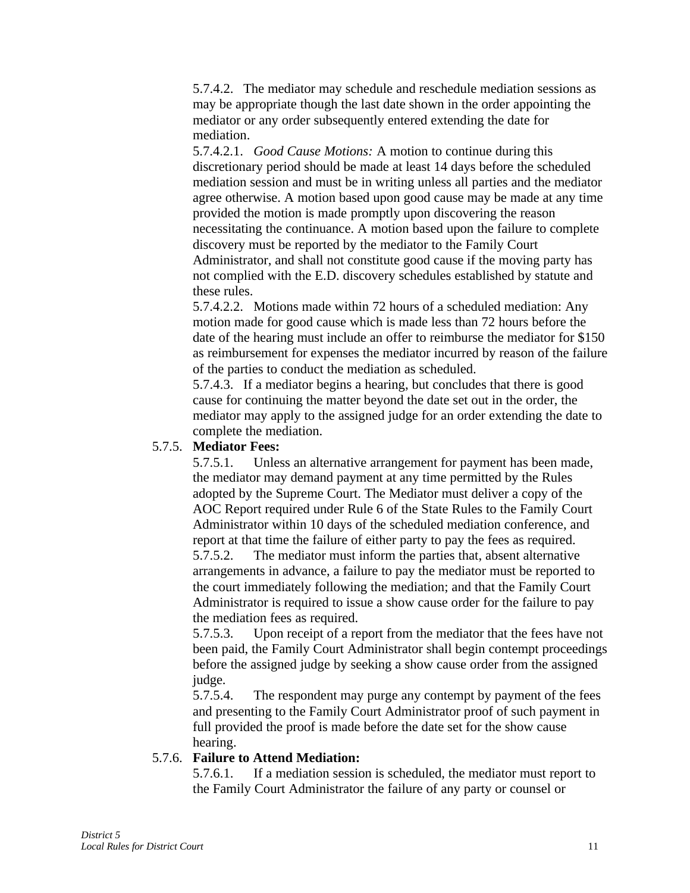5.7.4.2. The mediator may schedule and reschedule mediation sessions as may be appropriate though the last date shown in the order appointing the mediator or any order subsequently entered extending the date for mediation.

5.7.4.2.1. *Good Cause Motions:* A motion to continue during this discretionary period should be made at least 14 days before the scheduled mediation session and must be in writing unless all parties and the mediator agree otherwise. A motion based upon good cause may be made at any time provided the motion is made promptly upon discovering the reason necessitating the continuance. A motion based upon the failure to complete discovery must be reported by the mediator to the Family Court Administrator, and shall not constitute good cause if the moving party has not complied with the E.D. discovery schedules established by statute and these rules.

5.7.4.2.2. Motions made within 72 hours of a scheduled mediation: Any motion made for good cause which is made less than 72 hours before the date of the hearing must include an offer to reimburse the mediator for $150 as reimbursement for expenses the mediator incurred by reason of the failure of the parties to conduct the mediation as scheduled.

5.7.4.3. If a mediator begins a hearing, but concludes that there is good cause for continuing the matter beyond the date set out in the order, the mediator may apply to the assigned judge for an order extending the date to complete the mediation.

5.7.5. **Mediator Fees:**

5.7.5.1. Unless an alternative arrangement for payment has been made, the mediator may demand payment at any time permitted by the Rules adopted by the Supreme Court. The Mediator must deliver a copy of the AOC Report required under Rule 6 of the State Rules to the Family Court Administrator within 10 days of the scheduled mediation conference, and report at that time the failure of either party to pay the fees as required.

5.7.5.2. The mediator must inform the parties that, absent alternative arrangements in advance, a failure to pay the mediator must be reported to the court immediately following the mediation; and that the Family Court Administrator is required to issue a show cause order for the failure to pay the mediation fees as required.

5.7.5.3. Upon receipt of a report from the mediator that the fees have not been paid, the Family Court Administrator shall begin contempt proceedings before the assigned judge by seeking a show cause order from the assigned judge.

5.7.5.4. The respondent may purge any contempt by payment of the fees and presenting to the Family Court Administrator proof of such payment in full provided the proof is made before the date set for the show cause hearing.

5.7.6. **Failure to Attend Mediation:**

5.7.6.1. If a mediation session is scheduled, the mediator must report to the Family Court Administrator the failure of any party or counsel or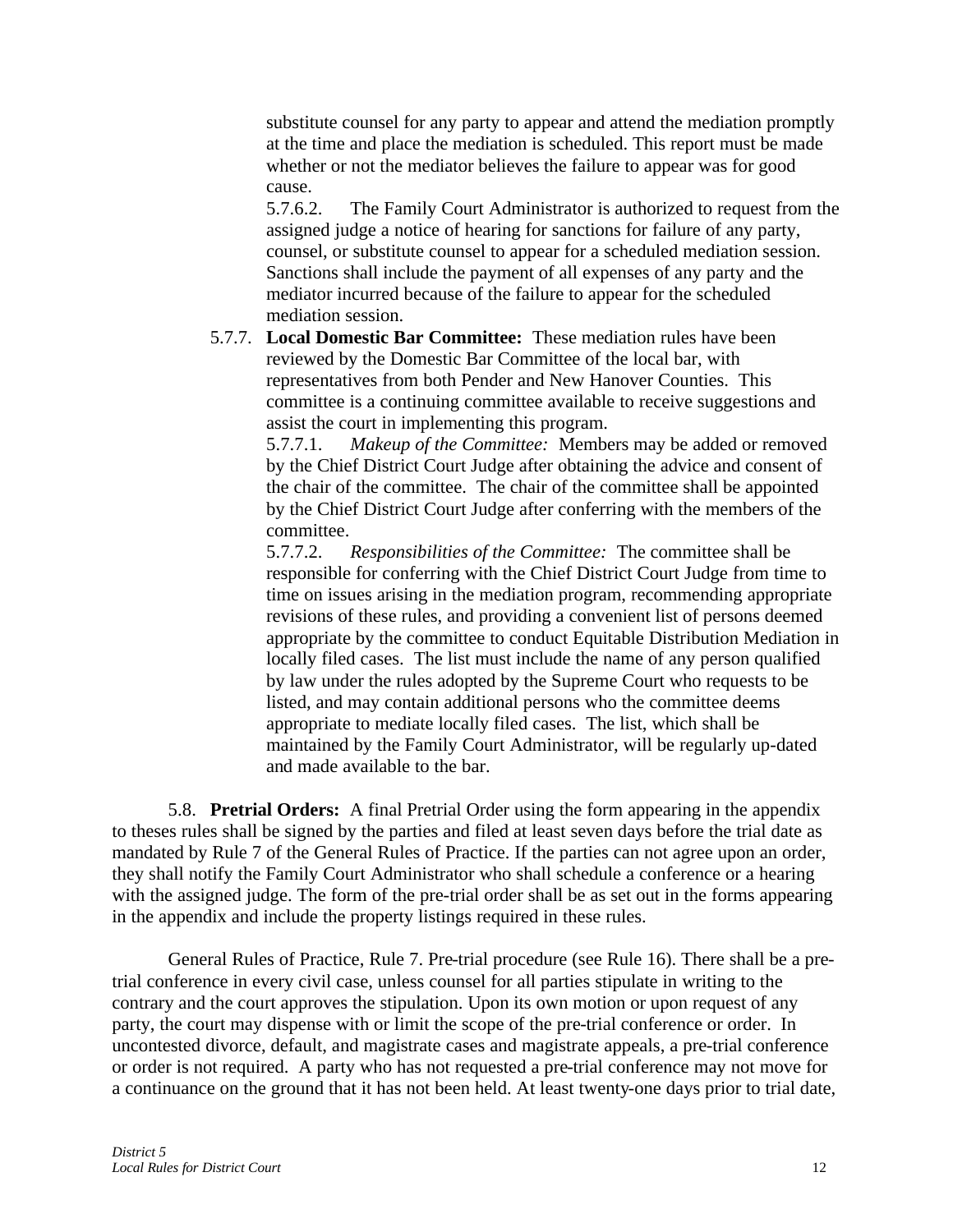substitute counsel for any party to appear and attend the mediation promptly at the time and place the mediation is scheduled. This report must be made whether or not the mediator believes the failure to appear was for good cause.

5.7.6.2. The Family Court Administrator is authorized to request from the assigned judge a notice of hearing for sanctions for failure of any party, counsel, or substitute counsel to appear for a scheduled mediation session. Sanctions shall include the payment of all expenses of any party and the mediator incurred because of the failure to appear for the scheduled mediation session.

5.7.7. **Local Domestic Bar Committee:** These mediation rules have been reviewed by the Domestic Bar Committee of the local bar, with representatives from both Pender and New Hanover Counties. This committee is a continuing committee available to receive suggestions and assist the court in implementing this program.

5.7.7.1. *Makeup of the Committee:* Members may be added or removed by the Chief District Court Judge after obtaining the advice and consent of the chair of the committee. The chair of the committee shall be appointed by the Chief District Court Judge after conferring with the members of the committee.

5.7.7.2. *Responsibilities of the Committee:* The committee shall be responsible for conferring with the Chief District Court Judge from time to time on issues arising in the mediation program, recommending appropriate revisions of these rules, and providing a convenient list of persons deemed appropriate by the committee to conduct Equitable Distribution Mediation in locally filed cases. The list must include the name of any person qualified by law under the rules adopted by the Supreme Court who requests to be listed, and may contain additional persons who the committee deems appropriate to mediate locally filed cases. The list, which shall be maintained by the Family Court Administrator, will be regularly up-dated and made available to the bar.

5.8. **Pretrial Orders:** A final Pretrial Order using the form appearing in the appendix to theses rules shall be signed by the parties and filed at least seven days before the trial date as mandated by Rule 7 of the General Rules of Practice. If the parties can not agree upon an order, they shall notify the Family Court Administrator who shall schedule a conference or a hearing with the assigned judge. The form of the pre-trial order shall be as set out in the forms appearing in the appendix and include the property listings required in these rules.

General Rules of Practice, Rule 7. Pre-trial procedure (see Rule 16). There shall be a pre-trial conference in every civil case, unless counsel for all parties stipulate in writing to the contrary and the court approves the stipulation. Upon its own motion or upon request of any party, the court may dispense with or limit the scope of the pre-trial conference or order. In uncontested divorce, default, and magistrate cases and magistrate appeals, a pre-trial conference or order is not required. A party who has not requested a pre-trial conference may not move for a continuance on the ground that it has not been held. At least twenty-one days prior to trial date,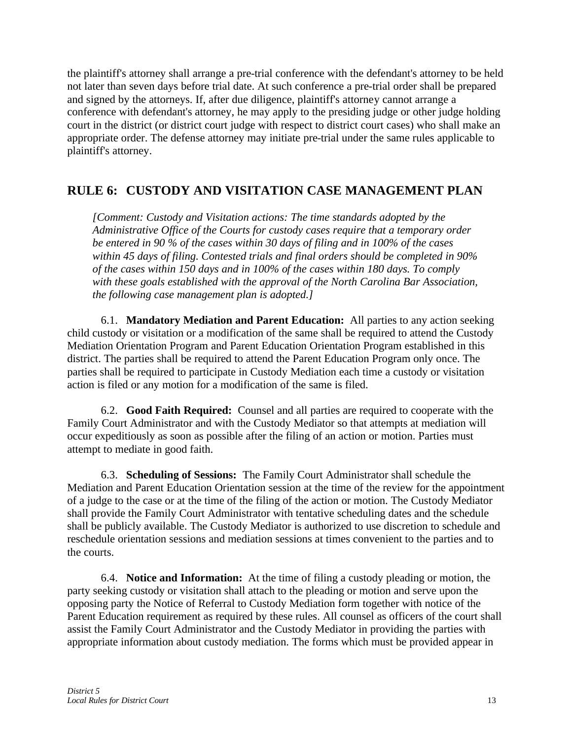the plaintiff's attorney shall arrange a pre-trial conference with the defendant's attorney to be held not later than seven days before trial date. At such conference a pre-trial order shall be prepared and signed by the attorneys. If, after due diligence, plaintiff's attorney cannot arrange a conference with defendant's attorney, he may apply to the presiding judge or other judge holding court in the district (or district court judge with respect to district court cases) who shall make an appropriate order. The defense attorney may initiate pre-trial under the same rules applicable to plaintiff's attorney.

## RULE 6: CUSTODY AND VISITATION CASE MANAGEMENT PLAN

*[Comment: Custody and Visitation actions: The time standards adopted by the Administrative Office of the Courts for custody cases require that a temporary order be entered in 90 % of the cases within 30 days of filing and in 100% of the cases within 45 days of filing. Contested trials and final orders should be completed in 90% of the cases within 150 days and in 100% of the cases within 180 days. To comply with these goals established with the approval of the North Carolina Bar Association, the following case management plan is adopted.]*

6.1. **Mandatory Mediation and Parent Education:** All parties to any action seeking child custody or visitation or a modification of the same shall be required to attend the Custody Mediation Orientation Program and Parent Education Orientation Program established in this district. The parties shall be required to attend the Parent Education Program only once. The parties shall be required to participate in Custody Mediation each time a custody or visitation action is filed or any motion for a modification of the same is filed.

6.2. **Good Faith Required:** Counsel and all parties are required to cooperate with the Family Court Administrator and with the Custody Mediator so that attempts at mediation will occur expeditiously as soon as possible after the filing of an action or motion. Parties must attempt to mediate in good faith.

6.3. **Scheduling of Sessions:** The Family Court Administrator shall schedule the Mediation and Parent Education Orientation session at the time of the review for the appointment of a judge to the case or at the time of the filing of the action or motion. The Custody Mediator shall provide the Family Court Administrator with tentative scheduling dates and the schedule shall be publicly available. The Custody Mediator is authorized to use discretion to schedule and reschedule orientation sessions and mediation sessions at times convenient to the parties and to the courts.

6.4. **Notice and Information:** At the time of filing a custody pleading or motion, the party seeking custody or visitation shall attach to the pleading or motion and serve upon the opposing party the Notice of Referral to Custody Mediation form together with notice of the Parent Education requirement as required by these rules. All counsel as officers of the court shall assist the Family Court Administrator and the Custody Mediator in providing the parties with appropriate information about custody mediation. The forms which must be provided appear in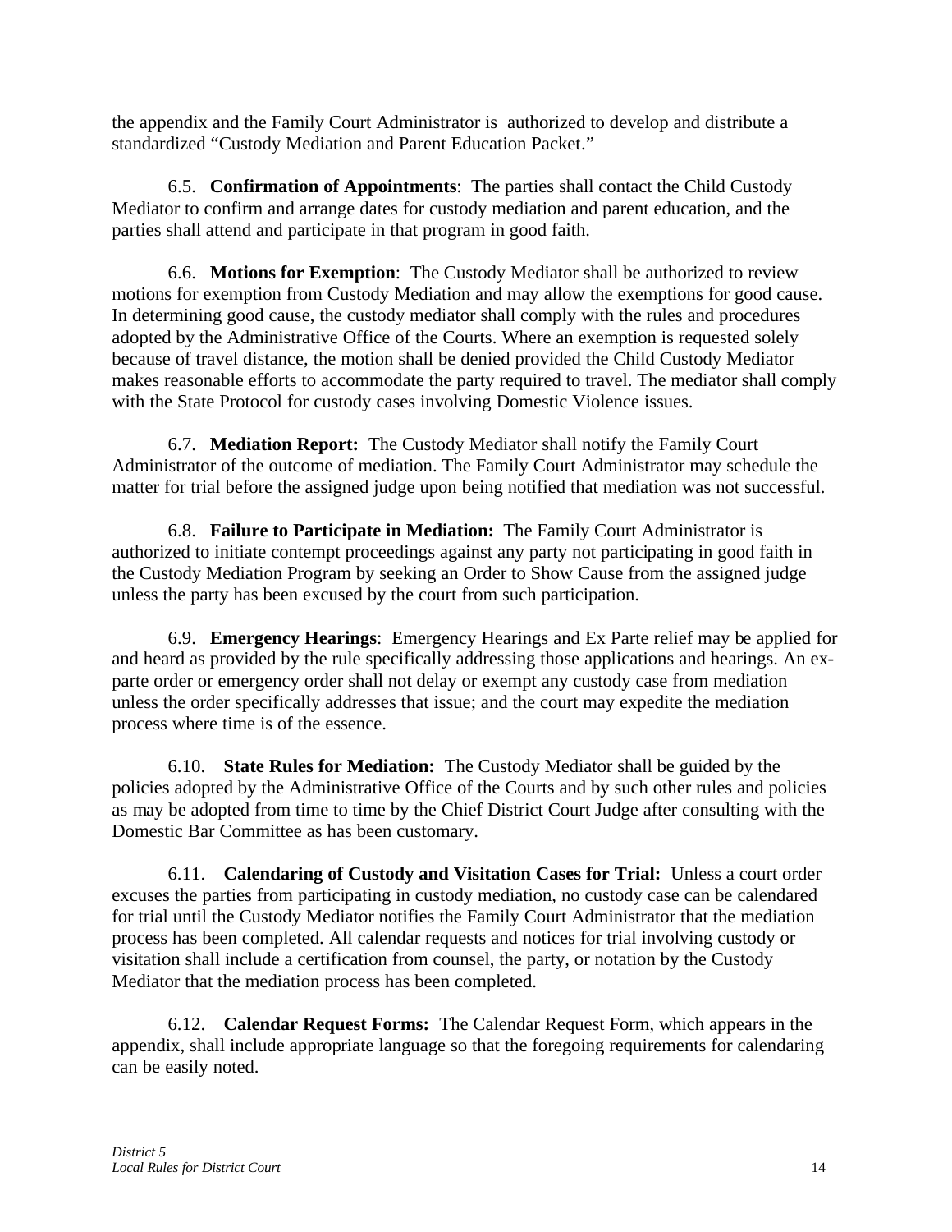the appendix and the Family Court Administrator is authorized to develop and distribute a standardized "Custody Mediation and Parent Education Packet."

6.5. **Confirmation of Appointments**: The parties shall contact the Child Custody Mediator to confirm and arrange dates for custody mediation and parent education, and the parties shall attend and participate in that program in good faith.

6.6. **Motions for Exemption**: The Custody Mediator shall be authorized to review motions for exemption from Custody Mediation and may allow the exemptions for good cause. In determining good cause, the custody mediator shall comply with the rules and procedures adopted by the Administrative Office of the Courts. Where an exemption is requested solely because of travel distance, the motion shall be denied provided the Child Custody Mediator makes reasonable efforts to accommodate the party required to travel. The mediator shall comply with the State Protocol for custody cases involving Domestic Violence issues.

6.7. **Mediation Report:** The Custody Mediator shall notify the Family Court Administrator of the outcome of mediation. The Family Court Administrator may schedule the matter for trial before the assigned judge upon being notified that mediation was not successful.

6.8. **Failure to Participate in Mediation:** The Family Court Administrator is authorized to initiate contempt proceedings against any party not participating in good faith in the Custody Mediation Program by seeking an Order to Show Cause from the assigned judge unless the party has been excused by the court from such participation.

6.9. **Emergency Hearings**: Emergency Hearings and Ex Parte relief may be applied for and heard as provided by the rule specifically addressing those applications and hearings. An ex-parte order or emergency order shall not delay or exempt any custody case from mediation unless the order specifically addresses that issue; and the court may expedite the mediation process where time is of the essence.

6.10. **State Rules for Mediation:** The Custody Mediator shall be guided by the policies adopted by the Administrative Office of the Courts and by such other rules and policies as may be adopted from time to time by the Chief District Court Judge after consulting with the Domestic Bar Committee as has been customary.

6.11. **Calendaring of Custody and Visitation Cases for Trial:** Unless a court order excuses the parties from participating in custody mediation, no custody case can be calendared for trial until the Custody Mediator notifies the Family Court Administrator that the mediation process has been completed. All calendar requests and notices for trial involving custody or visitation shall include a certification from counsel, the party, or notation by the Custody Mediator that the mediation process has been completed.

6.12. **Calendar Request Forms:** The Calendar Request Form, which appears in the appendix, shall include appropriate language so that the foregoing requirements for calendaring can be easily noted.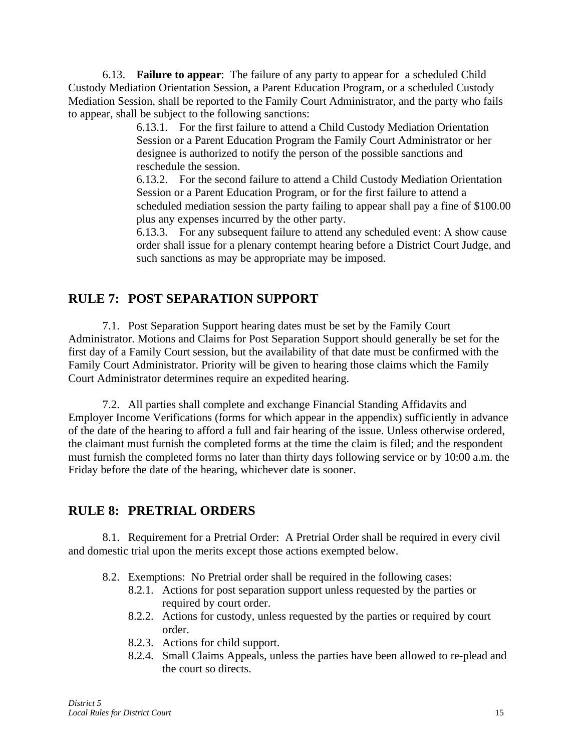6.13. **Failure to appear**: The failure of any party to appear for a scheduled Child Custody Mediation Orientation Session, a Parent Education Program, or a scheduled Custody Mediation Session, shall be reported to the Family Court Administrator, and the party who fails to appear, shall be subject to the following sanctions:

> 6.13.1. For the first failure to attend a Child Custody Mediation Orientation Session or a Parent Education Program the Family Court Administrator or her designee is authorized to notify the person of the possible sanctions and reschedule the session.
>
> 6.13.2. For the second failure to attend a Child Custody Mediation Orientation Session or a Parent Education Program, or for the first failure to attend a scheduled mediation session the party failing to appear shall pay a fine of $100.00 plus any expenses incurred by the other party.
>
> 6.13.3. For any subsequent failure to attend any scheduled event: A show cause order shall issue for a plenary contempt hearing before a District Court Judge, and such sanctions as may be appropriate may be imposed.

## RULE 7: POST SEPARATION SUPPORT

7.1. Post Separation Support hearing dates must be set by the Family Court Administrator. Motions and Claims for Post Separation Support should generally be set for the first day of a Family Court session, but the availability of that date must be confirmed with the Family Court Administrator. Priority will be given to hearing those claims which the Family Court Administrator determines require an expedited hearing.

7.2. All parties shall complete and exchange Financial Standing Affidavits and Employer Income Verifications (forms for which appear in the appendix) sufficiently in advance of the date of the hearing to afford a full and fair hearing of the issue. Unless otherwise ordered, the claimant must furnish the completed forms at the time the claim is filed; and the respondent must furnish the completed forms no later than thirty days following service or by 10:00 a.m. the Friday before the date of the hearing, whichever date is sooner.

## RULE 8: PRETRIAL ORDERS

8.1. Requirement for a Pretrial Order: A Pretrial Order shall be required in every civil and domestic trial upon the merits except those actions exempted below.

8.2. Exemptions: No Pretrial order shall be required in the following cases:

- 8.2.1. Actions for post separation support unless requested by the parties or required by court order.
- 8.2.2. Actions for custody, unless requested by the parties or required by court order.
- 8.2.3. Actions for child support.
- 8.2.4. Small Claims Appeals, unless the parties have been allowed to re-plead and the court so directs.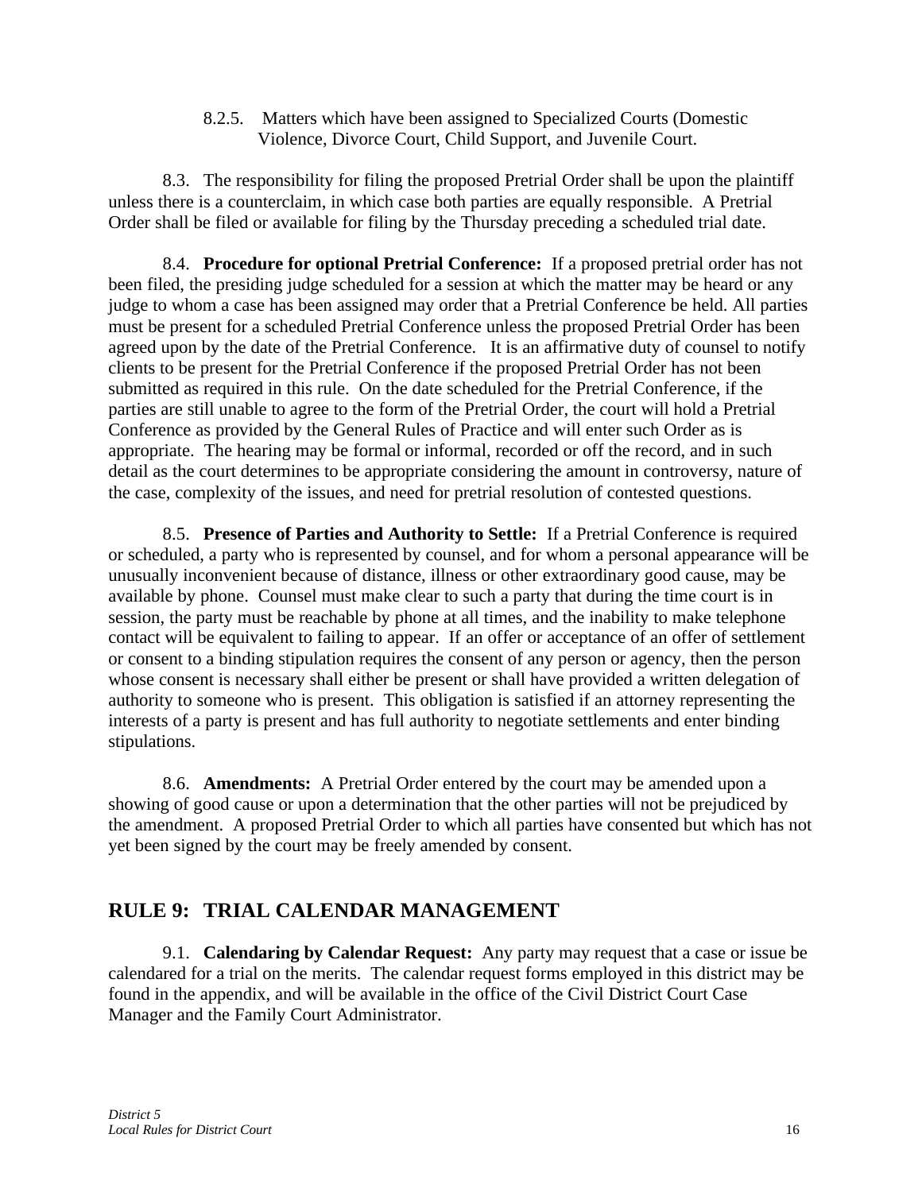8.2.5. Matters which have been assigned to Specialized Courts (Domestic Violence, Divorce Court, Child Support, and Juvenile Court.

8.3. The responsibility for filing the proposed Pretrial Order shall be upon the plaintiff unless there is a counterclaim, in which case both parties are equally responsible. A Pretrial Order shall be filed or available for filing by the Thursday preceding a scheduled trial date.

8.4. **Procedure for optional Pretrial Conference:** If a proposed pretrial order has not been filed, the presiding judge scheduled for a session at which the matter may be heard or any judge to whom a case has been assigned may order that a Pretrial Conference be held. All parties must be present for a scheduled Pretrial Conference unless the proposed Pretrial Order has been agreed upon by the date of the Pretrial Conference. It is an affirmative duty of counsel to notify clients to be present for the Pretrial Conference if the proposed Pretrial Order has not been submitted as required in this rule. On the date scheduled for the Pretrial Conference, if the parties are still unable to agree to the form of the Pretrial Order, the court will hold a Pretrial Conference as provided by the General Rules of Practice and will enter such Order as is appropriate. The hearing may be formal or informal, recorded or off the record, and in such detail as the court determines to be appropriate considering the amount in controversy, nature of the case, complexity of the issues, and need for pretrial resolution of contested questions.

8.5. **Presence of Parties and Authority to Settle:** If a Pretrial Conference is required or scheduled, a party who is represented by counsel, and for whom a personal appearance will be unusually inconvenient because of distance, illness or other extraordinary good cause, may be available by phone. Counsel must make clear to such a party that during the time court is in session, the party must be reachable by phone at all times, and the inability to make telephone contact will be equivalent to failing to appear. If an offer or acceptance of an offer of settlement or consent to a binding stipulation requires the consent of any person or agency, then the person whose consent is necessary shall either be present or shall have provided a written delegation of authority to someone who is present. This obligation is satisfied if an attorney representing the interests of a party is present and has full authority to negotiate settlements and enter binding stipulations.

8.6. **Amendments:** A Pretrial Order entered by the court may be amended upon a showing of good cause or upon a determination that the other parties will not be prejudiced by the amendment. A proposed Pretrial Order to which all parties have consented but which has not yet been signed by the court may be freely amended by consent.

## RULE 9: TRIAL CALENDAR MANAGEMENT

9.1. **Calendaring by Calendar Request:** Any party may request that a case or issue be calendared for a trial on the merits. The calendar request forms employed in this district may be found in the appendix, and will be available in the office of the Civil District Court Case Manager and the Family Court Administrator.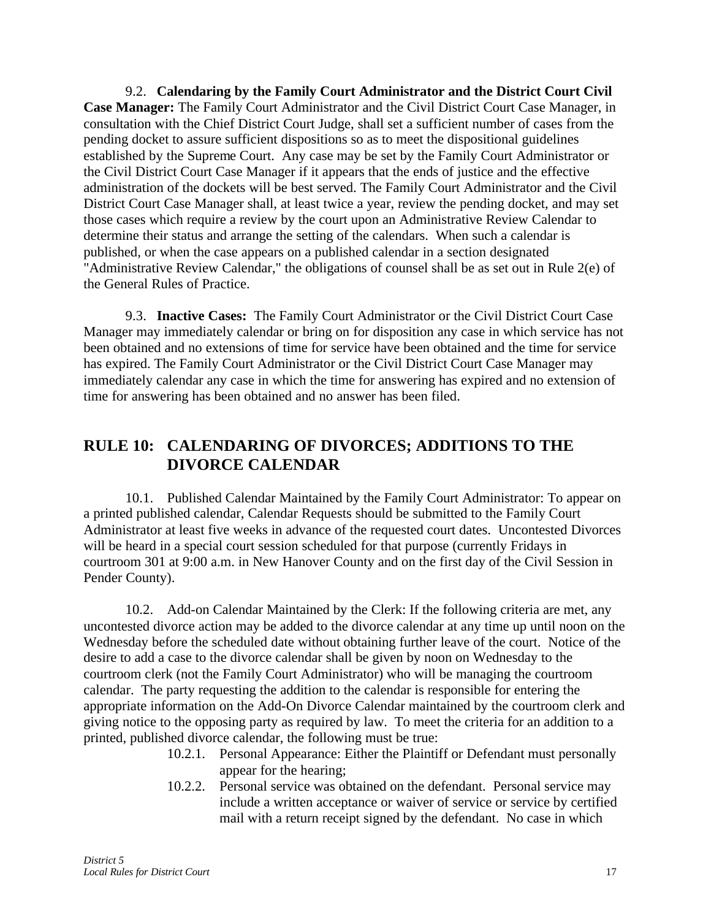9.2. **Calendaring by the Family Court Administrator and the District Court Civil Case Manager:** The Family Court Administrator and the Civil District Court Case Manager, in consultation with the Chief District Court Judge, shall set a sufficient number of cases from the pending docket to assure sufficient dispositions so as to meet the dispositional guidelines established by the Supreme Court. Any case may be set by the Family Court Administrator or the Civil District Court Case Manager if it appears that the ends of justice and the effective administration of the dockets will be best served. The Family Court Administrator and the Civil District Court Case Manager shall, at least twice a year, review the pending docket, and may set those cases which require a review by the court upon an Administrative Review Calendar to determine their status and arrange the setting of the calendars. When such a calendar is published, or when the case appears on a published calendar in a section designated "Administrative Review Calendar," the obligations of counsel shall be as set out in Rule 2(e) of the General Rules of Practice.

9.3. **Inactive Cases:** The Family Court Administrator or the Civil District Court Case Manager may immediately calendar or bring on for disposition any case in which service has not been obtained and no extensions of time for service have been obtained and the time for service has expired. The Family Court Administrator or the Civil District Court Case Manager may immediately calendar any case in which the time for answering has expired and no extension of time for answering has been obtained and no answer has been filed.

## RULE 10: CALENDARING OF DIVORCES; ADDITIONS TO THE DIVORCE CALENDAR

10.1. Published Calendar Maintained by the Family Court Administrator: To appear on a printed published calendar, Calendar Requests should be submitted to the Family Court Administrator at least five weeks in advance of the requested court dates. Uncontested Divorces will be heard in a special court session scheduled for that purpose (currently Fridays in courtroom 301 at 9:00 a.m. in New Hanover County and on the first day of the Civil Session in Pender County).

10.2. Add-on Calendar Maintained by the Clerk: If the following criteria are met, any uncontested divorce action may be added to the divorce calendar at any time up until noon on the Wednesday before the scheduled date without obtaining further leave of the court. Notice of the desire to add a case to the divorce calendar shall be given by noon on Wednesday to the courtroom clerk (not the Family Court Administrator) who will be managing the courtroom calendar. The party requesting the addition to the calendar is responsible for entering the appropriate information on the Add-On Divorce Calendar maintained by the courtroom clerk and giving notice to the opposing party as required by law. To meet the criteria for an addition to a printed, published divorce calendar, the following must be true:

- 10.2.1. Personal Appearance: Either the Plaintiff or Defendant must personally appear for the hearing;
- 10.2.2. Personal service was obtained on the defendant. Personal service may include a written acceptance or waiver of service or service by certified mail with a return receipt signed by the defendant. No case in which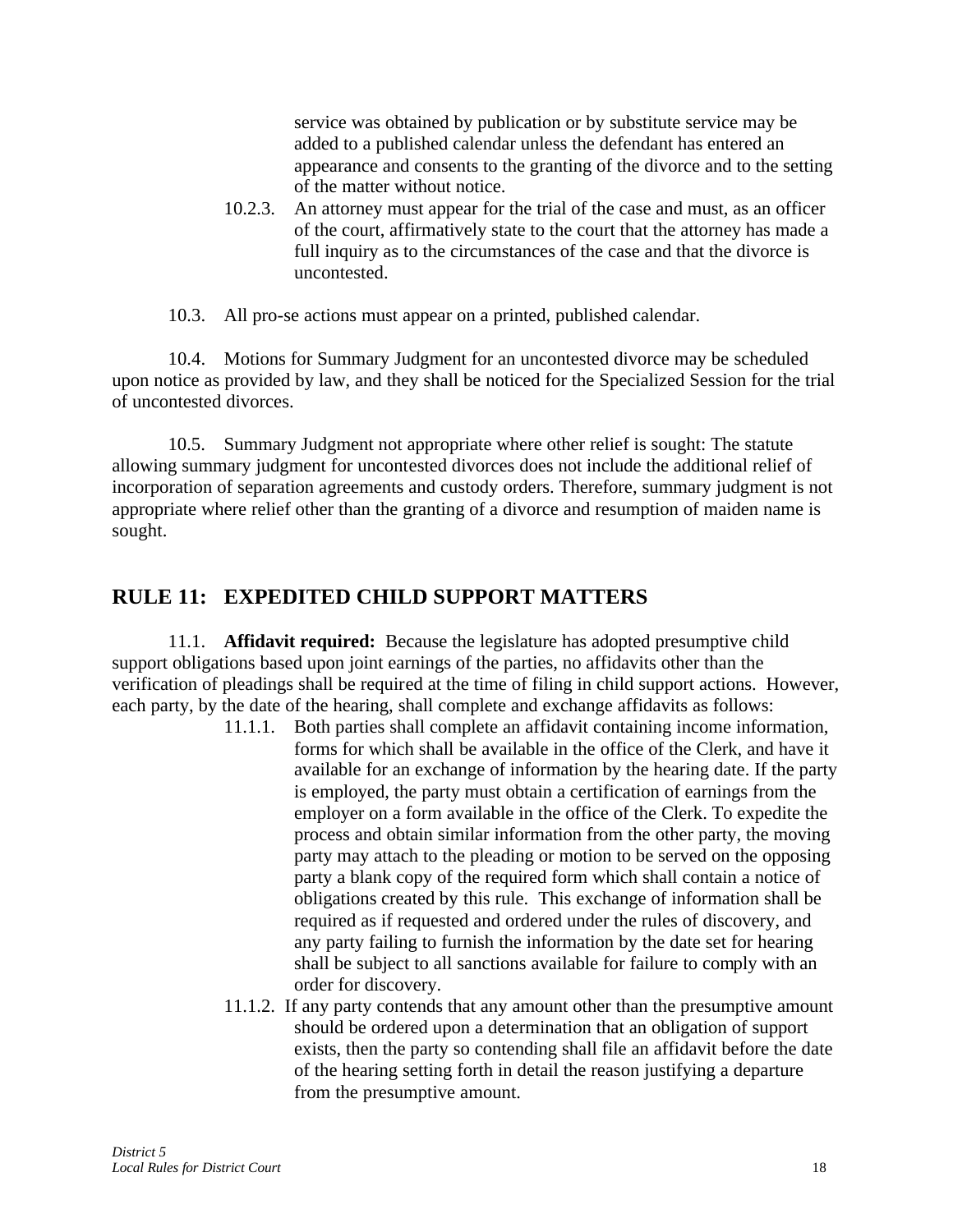service was obtained by publication or by substitute service may be added to a published calendar unless the defendant has entered an appearance and consents to the granting of the divorce and to the setting of the matter without notice.

10.2.3. An attorney must appear for the trial of the case and must, as an officer of the court, affirmatively state to the court that the attorney has made a full inquiry as to the circumstances of the case and that the divorce is uncontested.

10.3. All pro-se actions must appear on a printed, published calendar.

10.4. Motions for Summary Judgment for an uncontested divorce may be scheduled upon notice as provided by law, and they shall be noticed for the Specialized Session for the trial of uncontested divorces.

10.5. Summary Judgment not appropriate where other relief is sought: The statute allowing summary judgment for uncontested divorces does not include the additional relief of incorporation of separation agreements and custody orders. Therefore, summary judgment is not appropriate where relief other than the granting of a divorce and resumption of maiden name is sought.

## RULE 11: EXPEDITED CHILD SUPPORT MATTERS

11.1. **Affidavit required:** Because the legislature has adopted presumptive child support obligations based upon joint earnings of the parties, no affidavits other than the verification of pleadings shall be required at the time of filing in child support actions. However, each party, by the date of the hearing, shall complete and exchange affidavits as follows:

11.1.1. Both parties shall complete an affidavit containing income information, forms for which shall be available in the office of the Clerk, and have it available for an exchange of information by the hearing date. If the party is employed, the party must obtain a certification of earnings from the employer on a form available in the office of the Clerk. To expedite the process and obtain similar information from the other party, the moving party may attach to the pleading or motion to be served on the opposing party a blank copy of the required form which shall contain a notice of obligations created by this rule. This exchange of information shall be required as if requested and ordered under the rules of discovery, and any party failing to furnish the information by the date set for hearing shall be subject to all sanctions available for failure to comply with an order for discovery.

11.1.2. If any party contends that any amount other than the presumptive amount should be ordered upon a determination that an obligation of support exists, then the party so contending shall file an affidavit before the date of the hearing setting forth in detail the reason justifying a departure from the presumptive amount.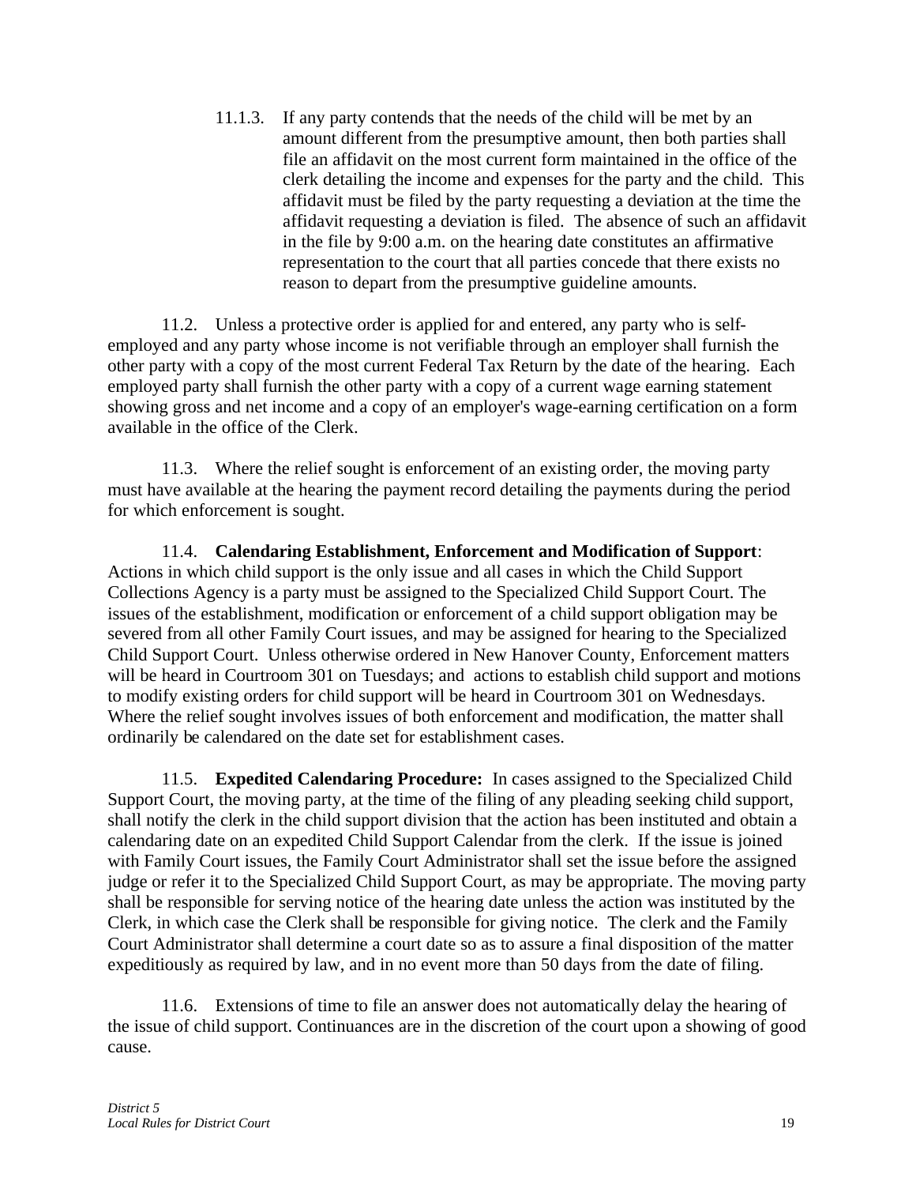11.1.3. If any party contends that the needs of the child will be met by an amount different from the presumptive amount, then both parties shall file an affidavit on the most current form maintained in the office of the clerk detailing the income and expenses for the party and the child. This affidavit must be filed by the party requesting a deviation at the time the affidavit requesting a deviation is filed. The absence of such an affidavit in the file by 9:00 a.m. on the hearing date constitutes an affirmative representation to the court that all parties concede that there exists no reason to depart from the presumptive guideline amounts.

11.2. Unless a protective order is applied for and entered, any party who is self-employed and any party whose income is not verifiable through an employer shall furnish the other party with a copy of the most current Federal Tax Return by the date of the hearing. Each employed party shall furnish the other party with a copy of a current wage earning statement showing gross and net income and a copy of an employer's wage-earning certification on a form available in the office of the Clerk.

11.3. Where the relief sought is enforcement of an existing order, the moving party must have available at the hearing the payment record detailing the payments during the period for which enforcement is sought.

11.4. **Calendaring Establishment, Enforcement and Modification of Support**: Actions in which child support is the only issue and all cases in which the Child Support Collections Agency is a party must be assigned to the Specialized Child Support Court. The issues of the establishment, modification or enforcement of a child support obligation may be severed from all other Family Court issues, and may be assigned for hearing to the Specialized Child Support Court. Unless otherwise ordered in New Hanover County, Enforcement matters will be heard in Courtroom 301 on Tuesdays; and actions to establish child support and motions to modify existing orders for child support will be heard in Courtroom 301 on Wednesdays. Where the relief sought involves issues of both enforcement and modification, the matter shall ordinarily be calendared on the date set for establishment cases.

11.5. **Expedited Calendaring Procedure:** In cases assigned to the Specialized Child Support Court, the moving party, at the time of the filing of any pleading seeking child support, shall notify the clerk in the child support division that the action has been instituted and obtain a calendaring date on an expedited Child Support Calendar from the clerk. If the issue is joined with Family Court issues, the Family Court Administrator shall set the issue before the assigned judge or refer it to the Specialized Child Support Court, as may be appropriate. The moving party shall be responsible for serving notice of the hearing date unless the action was instituted by the Clerk, in which case the Clerk shall be responsible for giving notice. The clerk and the Family Court Administrator shall determine a court date so as to assure a final disposition of the matter expeditiously as required by law, and in no event more than 50 days from the date of filing.

11.6. Extensions of time to file an answer does not automatically delay the hearing of the issue of child support. Continuances are in the discretion of the court upon a showing of good cause.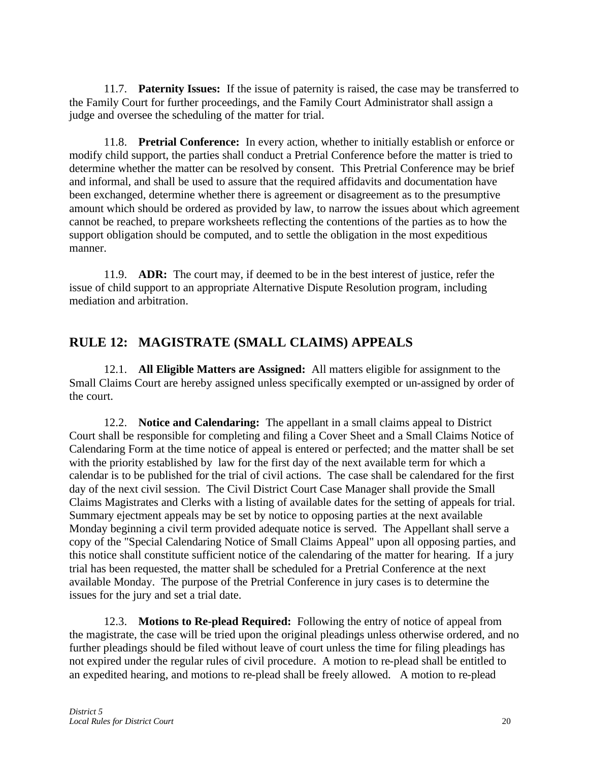11.7. **Paternity Issues:** If the issue of paternity is raised, the case may be transferred to the Family Court for further proceedings, and the Family Court Administrator shall assign a judge and oversee the scheduling of the matter for trial.

11.8. **Pretrial Conference:** In every action, whether to initially establish or enforce or modify child support, the parties shall conduct a Pretrial Conference before the matter is tried to determine whether the matter can be resolved by consent. This Pretrial Conference may be brief and informal, and shall be used to assure that the required affidavits and documentation have been exchanged, determine whether there is agreement or disagreement as to the presumptive amount which should be ordered as provided by law, to narrow the issues about which agreement cannot be reached, to prepare worksheets reflecting the contentions of the parties as to how the support obligation should be computed, and to settle the obligation in the most expeditious manner.

11.9. **ADR:** The court may, if deemed to be in the best interest of justice, refer the issue of child support to an appropriate Alternative Dispute Resolution program, including mediation and arbitration.

## RULE 12: MAGISTRATE (SMALL CLAIMS) APPEALS

12.1. **All Eligible Matters are Assigned:** All matters eligible for assignment to the Small Claims Court are hereby assigned unless specifically exempted or un-assigned by order of the court.

12.2. **Notice and Calendaring:** The appellant in a small claims appeal to District Court shall be responsible for completing and filing a Cover Sheet and a Small Claims Notice of Calendaring Form at the time notice of appeal is entered or perfected; and the matter shall be set with the priority established by law for the first day of the next available term for which a calendar is to be published for the trial of civil actions. The case shall be calendared for the first day of the next civil session. The Civil District Court Case Manager shall provide the Small Claims Magistrates and Clerks with a listing of available dates for the setting of appeals for trial. Summary ejectment appeals may be set by notice to opposing parties at the next available Monday beginning a civil term provided adequate notice is served. The Appellant shall serve a copy of the "Special Calendaring Notice of Small Claims Appeal" upon all opposing parties, and this notice shall constitute sufficient notice of the calendaring of the matter for hearing. If a jury trial has been requested, the matter shall be scheduled for a Pretrial Conference at the next available Monday. The purpose of the Pretrial Conference in jury cases is to determine the issues for the jury and set a trial date.

12.3. **Motions to Re-plead Required:** Following the entry of notice of appeal from the magistrate, the case will be tried upon the original pleadings unless otherwise ordered, and no further pleadings should be filed without leave of court unless the time for filing pleadings has not expired under the regular rules of civil procedure. A motion to re-plead shall be entitled to an expedited hearing, and motions to re-plead shall be freely allowed. A motion to re-plead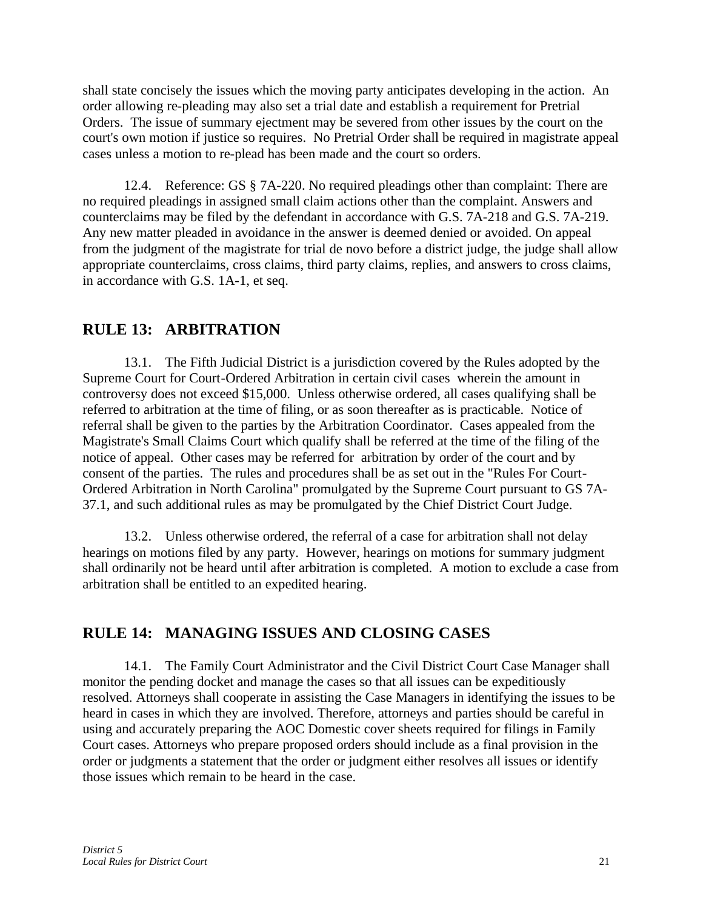shall state concisely the issues which the moving party anticipates developing in the action. An order allowing re-pleading may also set a trial date and establish a requirement for Pretrial Orders. The issue of summary ejectment may be severed from other issues by the court on the court's own motion if justice so requires. No Pretrial Order shall be required in magistrate appeal cases unless a motion to re-plead has been made and the court so orders.

12.4. Reference: GS § 7A-220. No required pleadings other than complaint: There are no required pleadings in assigned small claim actions other than the complaint. Answers and counterclaims may be filed by the defendant in accordance with G.S. 7A-218 and G.S. 7A-219. Any new matter pleaded in avoidance in the answer is deemed denied or avoided. On appeal from the judgment of the magistrate for trial de novo before a district judge, the judge shall allow appropriate counterclaims, cross claims, third party claims, replies, and answers to cross claims, in accordance with G.S. 1A-1, et seq.

## RULE 13: ARBITRATION

13.1. The Fifth Judicial District is a jurisdiction covered by the Rules adopted by the Supreme Court for Court-Ordered Arbitration in certain civil cases wherein the amount in controversy does not exceed $15,000. Unless otherwise ordered, all cases qualifying shall be referred to arbitration at the time of filing, or as soon thereafter as is practicable. Notice of referral shall be given to the parties by the Arbitration Coordinator. Cases appealed from the Magistrate's Small Claims Court which qualify shall be referred at the time of the filing of the notice of appeal. Other cases may be referred for arbitration by order of the court and by consent of the parties. The rules and procedures shall be as set out in the "Rules For Court-Ordered Arbitration in North Carolina" promulgated by the Supreme Court pursuant to GS 7A-37.1, and such additional rules as may be promulgated by the Chief District Court Judge.

13.2. Unless otherwise ordered, the referral of a case for arbitration shall not delay hearings on motions filed by any party. However, hearings on motions for summary judgment shall ordinarily not be heard until after arbitration is completed. A motion to exclude a case from arbitration shall be entitled to an expedited hearing.

## RULE 14: MANAGING ISSUES AND CLOSING CASES

14.1. The Family Court Administrator and the Civil District Court Case Manager shall monitor the pending docket and manage the cases so that all issues can be expeditiously resolved. Attorneys shall cooperate in assisting the Case Managers in identifying the issues to be heard in cases in which they are involved. Therefore, attorneys and parties should be careful in using and accurately preparing the AOC Domestic cover sheets required for filings in Family Court cases. Attorneys who prepare proposed orders should include as a final provision in the order or judgments a statement that the order or judgment either resolves all issues or identify those issues which remain to be heard in the case.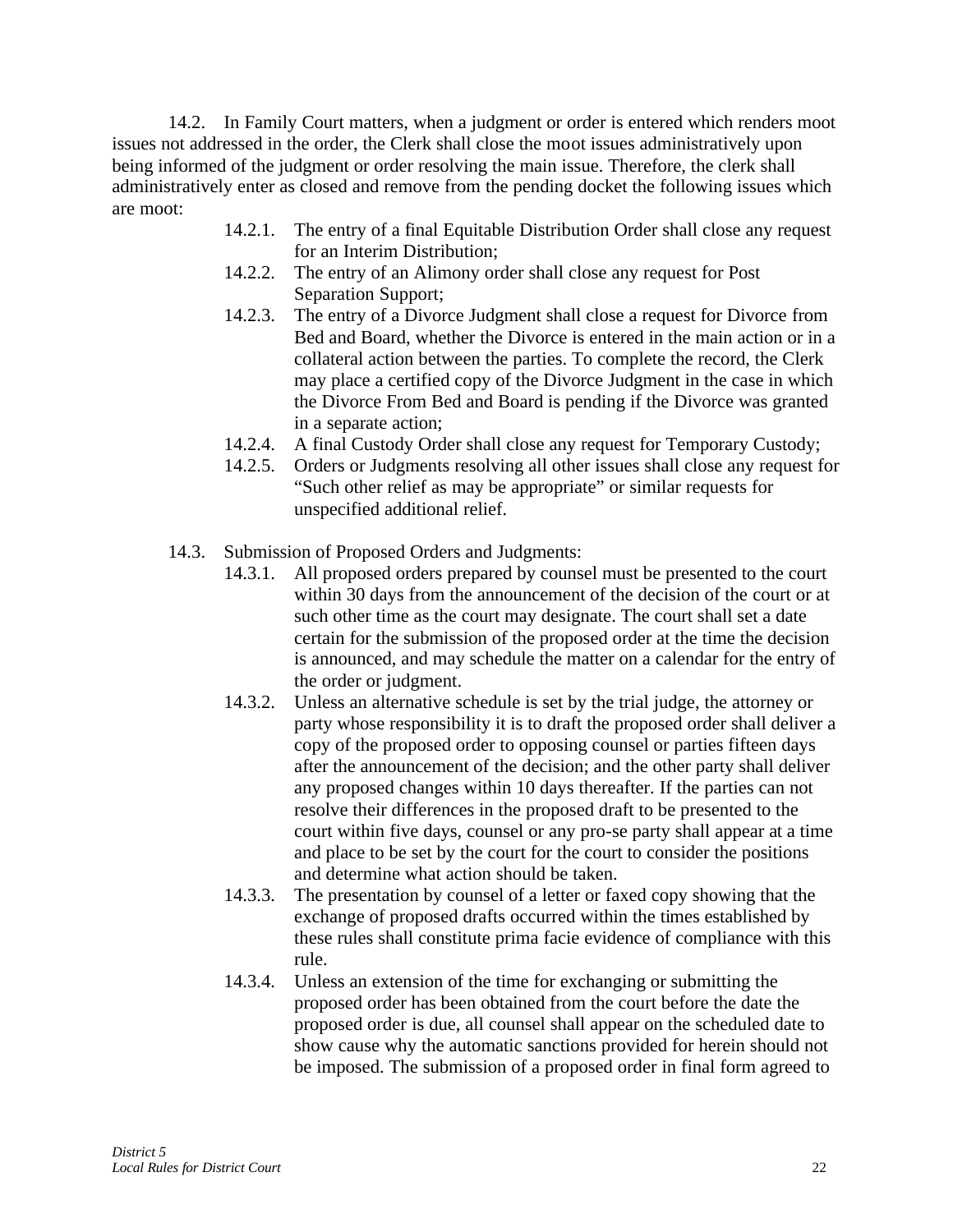14.2. In Family Court matters, when a judgment or order is entered which renders moot issues not addressed in the order, the Clerk shall close the moot issues administratively upon being informed of the judgment or order resolving the main issue. Therefore, the clerk shall administratively enter as closed and remove from the pending docket the following issues which are moot:

- 14.2.1. The entry of a final Equitable Distribution Order shall close any request for an Interim Distribution;
- 14.2.2. The entry of an Alimony order shall close any request for Post Separation Support;
- 14.2.3. The entry of a Divorce Judgment shall close a request for Divorce from Bed and Board, whether the Divorce is entered in the main action or in a collateral action between the parties. To complete the record, the Clerk may place a certified copy of the Divorce Judgment in the case in which the Divorce From Bed and Board is pending if the Divorce was granted in a separate action;
- 14.2.4. A final Custody Order shall close any request for Temporary Custody;
- 14.2.5. Orders or Judgments resolving all other issues shall close any request for "Such other relief as may be appropriate" or similar requests for unspecified additional relief.

14.3. Submission of Proposed Orders and Judgments:

- 14.3.1. All proposed orders prepared by counsel must be presented to the court within 30 days from the announcement of the decision of the court or at such other time as the court may designate. The court shall set a date certain for the submission of the proposed order at the time the decision is announced, and may schedule the matter on a calendar for the entry of the order or judgment.
- 14.3.2. Unless an alternative schedule is set by the trial judge, the attorney or party whose responsibility it is to draft the proposed order shall deliver a copy of the proposed order to opposing counsel or parties fifteen days after the announcement of the decision; and the other party shall deliver any proposed changes within 10 days thereafter. If the parties can not resolve their differences in the proposed draft to be presented to the court within five days, counsel or any pro-se party shall appear at a time and place to be set by the court for the court to consider the positions and determine what action should be taken.
- 14.3.3. The presentation by counsel of a letter or faxed copy showing that the exchange of proposed drafts occurred within the times established by these rules shall constitute prima facie evidence of compliance with this rule.
- 14.3.4. Unless an extension of the time for exchanging or submitting the proposed order has been obtained from the court before the date the proposed order is due, all counsel shall appear on the scheduled date to show cause why the automatic sanctions provided for herein should not be imposed. The submission of a proposed order in final form agreed to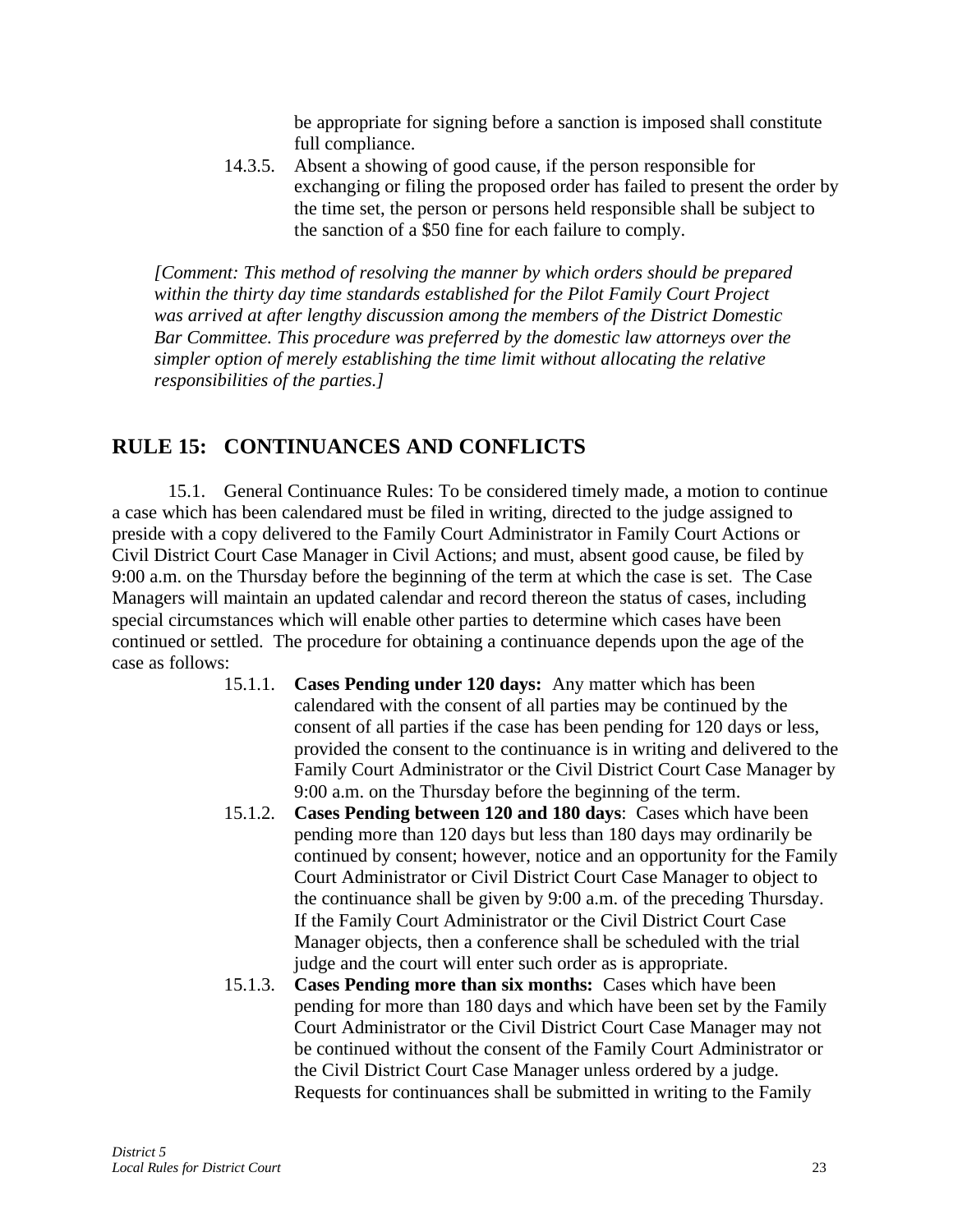be appropriate for signing before a sanction is imposed shall constitute full compliance.

14.3.5. Absent a showing of good cause, if the person responsible for exchanging or filing the proposed order has failed to present the order by the time set, the person or persons held responsible shall be subject to the sanction of a $50 fine for each failure to comply.

*[Comment: This method of resolving the manner by which orders should be prepared within the thirty day time standards established for the Pilot Family Court Project was arrived at after lengthy discussion among the members of the District Domestic Bar Committee. This procedure was preferred by the domestic law attorneys over the simpler option of merely establishing the time limit without allocating the relative responsibilities of the parties.]*

## RULE 15: CONTINUANCES AND CONFLICTS

15.1. General Continuance Rules: To be considered timely made, a motion to continue a case which has been calendared must be filed in writing, directed to the judge assigned to preside with a copy delivered to the Family Court Administrator in Family Court Actions or Civil District Court Case Manager in Civil Actions; and must, absent good cause, be filed by 9:00 a.m. on the Thursday before the beginning of the term at which the case is set. The Case Managers will maintain an updated calendar and record thereon the status of cases, including special circumstances which will enable other parties to determine which cases have been continued or settled. The procedure for obtaining a continuance depends upon the age of the case as follows:

15.1.1. **Cases Pending under 120 days:** Any matter which has been calendared with the consent of all parties may be continued by the consent of all parties if the case has been pending for 120 days or less, provided the consent to the continuance is in writing and delivered to the Family Court Administrator or the Civil District Court Case Manager by 9:00 a.m. on the Thursday before the beginning of the term.

15.1.2. **Cases Pending between 120 and 180 days**: Cases which have been pending more than 120 days but less than 180 days may ordinarily be continued by consent; however, notice and an opportunity for the Family Court Administrator or Civil District Court Case Manager to object to the continuance shall be given by 9:00 a.m. of the preceding Thursday. If the Family Court Administrator or the Civil District Court Case Manager objects, then a conference shall be scheduled with the trial judge and the court will enter such order as is appropriate.

15.1.3. **Cases Pending more than six months:** Cases which have been pending for more than 180 days and which have been set by the Family Court Administrator or the Civil District Court Case Manager may not be continued without the consent of the Family Court Administrator or the Civil District Court Case Manager unless ordered by a judge. Requests for continuances shall be submitted in writing to the Family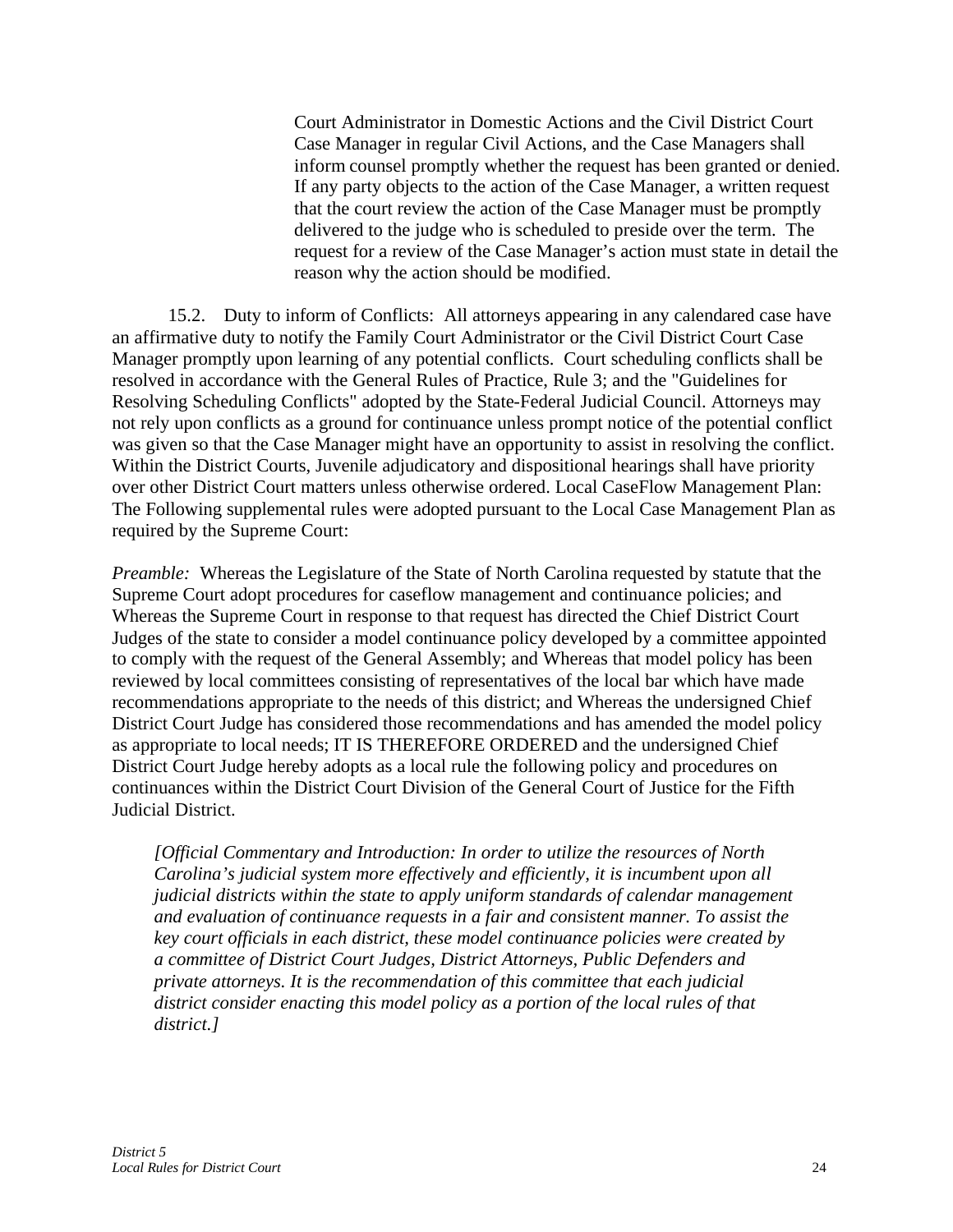Court Administrator in Domestic Actions and the Civil District Court Case Manager in regular Civil Actions, and the Case Managers shall inform counsel promptly whether the request has been granted or denied. If any party objects to the action of the Case Manager, a written request that the court review the action of the Case Manager must be promptly delivered to the judge who is scheduled to preside over the term. The request for a review of the Case Manager's action must state in detail the reason why the action should be modified.

15.2. Duty to inform of Conflicts: All attorneys appearing in any calendared case have an affirmative duty to notify the Family Court Administrator or the Civil District Court Case Manager promptly upon learning of any potential conflicts. Court scheduling conflicts shall be resolved in accordance with the General Rules of Practice, Rule 3; and the "Guidelines for Resolving Scheduling Conflicts" adopted by the State-Federal Judicial Council. Attorneys may not rely upon conflicts as a ground for continuance unless prompt notice of the potential conflict was given so that the Case Manager might have an opportunity to assist in resolving the conflict. Within the District Courts, Juvenile adjudicatory and dispositional hearings shall have priority over other District Court matters unless otherwise ordered. Local CaseFlow Management Plan: The Following supplemental rules were adopted pursuant to the Local Case Management Plan as required by the Supreme Court:

*Preamble:* Whereas the Legislature of the State of North Carolina requested by statute that the Supreme Court adopt procedures for caseflow management and continuance policies; and Whereas the Supreme Court in response to that request has directed the Chief District Court Judges of the state to consider a model continuance policy developed by a committee appointed to comply with the request of the General Assembly; and Whereas that model policy has been reviewed by local committees consisting of representatives of the local bar which have made recommendations appropriate to the needs of this district; and Whereas the undersigned Chief District Court Judge has considered those recommendations and has amended the model policy as appropriate to local needs; IT IS THEREFORE ORDERED and the undersigned Chief District Court Judge hereby adopts as a local rule the following policy and procedures on continuances within the District Court Division of the General Court of Justice for the Fifth Judicial District.

*[Official Commentary and Introduction: In order to utilize the resources of North Carolina's judicial system more effectively and efficiently, it is incumbent upon all judicial districts within the state to apply uniform standards of calendar management and evaluation of continuance requests in a fair and consistent manner. To assist the key court officials in each district, these model continuance policies were created by a committee of District Court Judges, District Attorneys, Public Defenders and private attorneys. It is the recommendation of this committee that each judicial district consider enacting this model policy as a portion of the local rules of that district.]*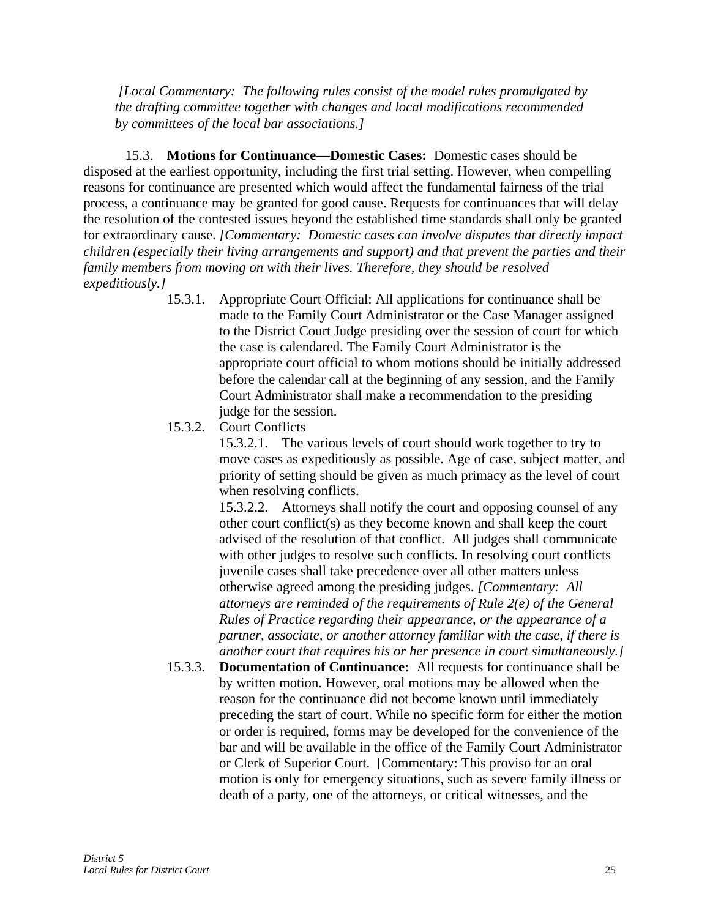*[Local Commentary: The following rules consist of the model rules promulgated by the drafting committee together with changes and local modifications recommended by committees of the local bar associations.]*

15.3. **Motions for Continuance—Domestic Cases:** Domestic cases should be disposed at the earliest opportunity, including the first trial setting. However, when compelling reasons for continuance are presented which would affect the fundamental fairness of the trial process, a continuance may be granted for good cause. Requests for continuances that will delay the resolution of the contested issues beyond the established time standards shall only be granted for extraordinary cause. *[Commentary: Domestic cases can involve disputes that directly impact children (especially their living arrangements and support) and that prevent the parties and their family members from moving on with their lives. Therefore, they should be resolved expeditiously.]*

15.3.1. Appropriate Court Official: All applications for continuance shall be made to the Family Court Administrator or the Case Manager assigned to the District Court Judge presiding over the session of court for which the case is calendared. The Family Court Administrator is the appropriate court official to whom motions should be initially addressed before the calendar call at the beginning of any session, and the Family Court Administrator shall make a recommendation to the presiding judge for the session.

15.3.2. Court Conflicts

15.3.2.1. The various levels of court should work together to try to move cases as expeditiously as possible. Age of case, subject matter, and priority of setting should be given as much primacy as the level of court when resolving conflicts.

15.3.2.2. Attorneys shall notify the court and opposing counsel of any other court conflict(s) as they become known and shall keep the court advised of the resolution of that conflict. All judges shall communicate with other judges to resolve such conflicts. In resolving court conflicts juvenile cases shall take precedence over all other matters unless otherwise agreed among the presiding judges. *[Commentary: All attorneys are reminded of the requirements of Rule 2(e) of the General Rules of Practice regarding their appearance, or the appearance of a partner, associate, or another attorney familiar with the case, if there is another court that requires his or her presence in court simultaneously.]*

15.3.3. **Documentation of Continuance:** All requests for continuance shall be by written motion. However, oral motions may be allowed when the reason for the continuance did not become known until immediately preceding the start of court. While no specific form for either the motion or order is required, forms may be developed for the convenience of the bar and will be available in the office of the Family Court Administrator or Clerk of Superior Court. [Commentary: This proviso for an oral motion is only for emergency situations, such as severe family illness or death of a party, one of the attorneys, or critical witnesses, and the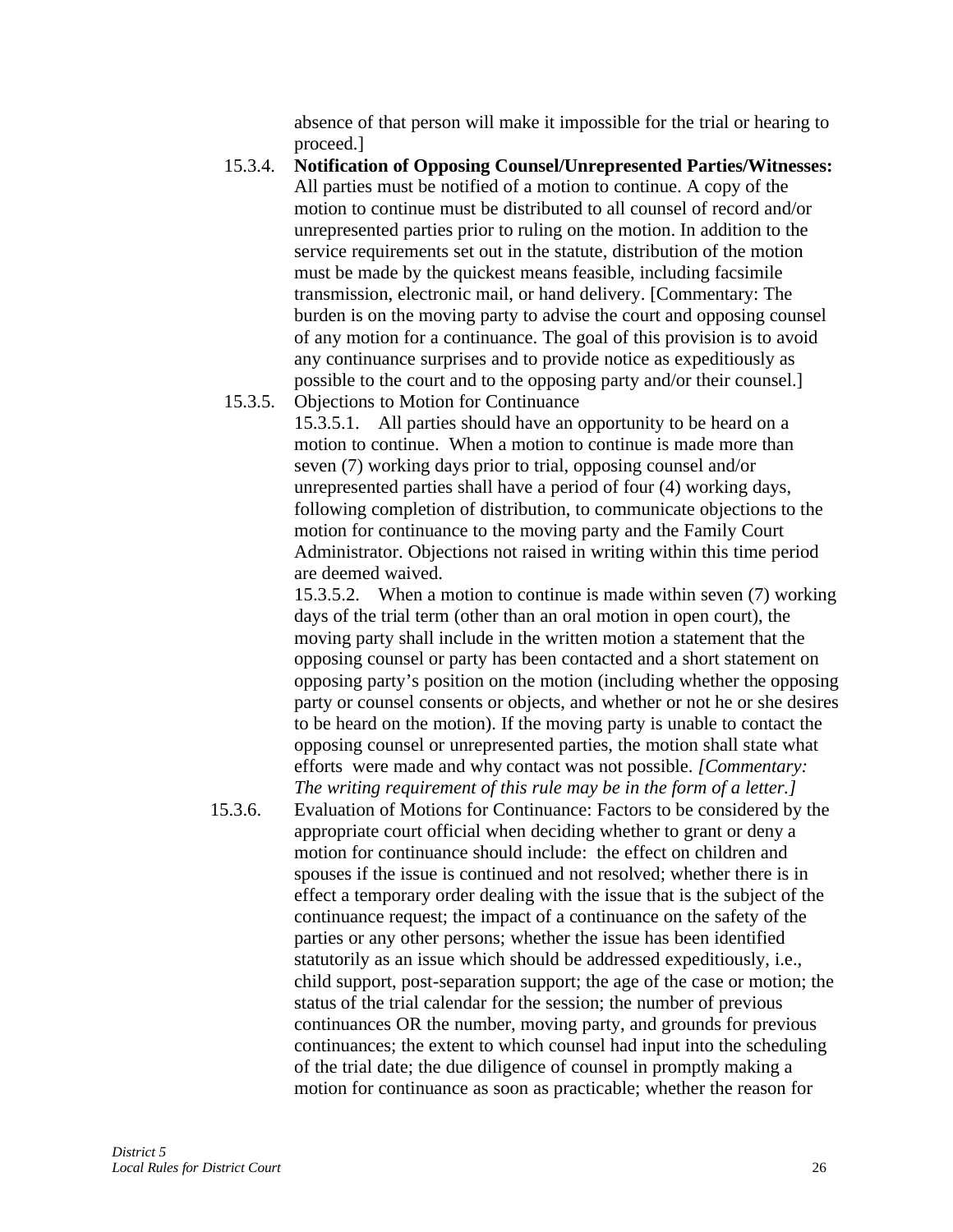absence of that person will make it impossible for the trial or hearing to proceed.]

15.3.4. **Notification of Opposing Counsel/Unrepresented Parties/Witnesses:** All parties must be notified of a motion to continue. A copy of the motion to continue must be distributed to all counsel of record and/or unrepresented parties prior to ruling on the motion. In addition to the service requirements set out in the statute, distribution of the motion must be made by the quickest means feasible, including facsimile transmission, electronic mail, or hand delivery. [Commentary: The burden is on the moving party to advise the court and opposing counsel of any motion for a continuance. The goal of this provision is to avoid any continuance surprises and to provide notice as expeditiously as possible to the court and to the opposing party and/or their counsel.]

15.3.5. Objections to Motion for Continuance

15.3.5.1. All parties should have an opportunity to be heard on a motion to continue. When a motion to continue is made more than seven (7) working days prior to trial, opposing counsel and/or unrepresented parties shall have a period of four (4) working days, following completion of distribution, to communicate objections to the motion for continuance to the moving party and the Family Court Administrator. Objections not raised in writing within this time period are deemed waived.

15.3.5.2. When a motion to continue is made within seven (7) working days of the trial term (other than an oral motion in open court), the moving party shall include in the written motion a statement that the opposing counsel or party has been contacted and a short statement on opposing party's position on the motion (including whether the opposing party or counsel consents or objects, and whether or not he or she desires to be heard on the motion). If the moving party is unable to contact the opposing counsel or unrepresented parties, the motion shall state what efforts were made and why contact was not possible. *[Commentary: The writing requirement of this rule may be in the form of a letter.]*

15.3.6. Evaluation of Motions for Continuance: Factors to be considered by the appropriate court official when deciding whether to grant or deny a motion for continuance should include: the effect on children and spouses if the issue is continued and not resolved; whether there is in effect a temporary order dealing with the issue that is the subject of the continuance request; the impact of a continuance on the safety of the parties or any other persons; whether the issue has been identified statutorily as an issue which should be addressed expeditiously, i.e., child support, post-separation support; the age of the case or motion; the status of the trial calendar for the session; the number of previous continuances OR the number, moving party, and grounds for previous continuances; the extent to which counsel had input into the scheduling of the trial date; the due diligence of counsel in promptly making a motion for continuance as soon as practicable; whether the reason for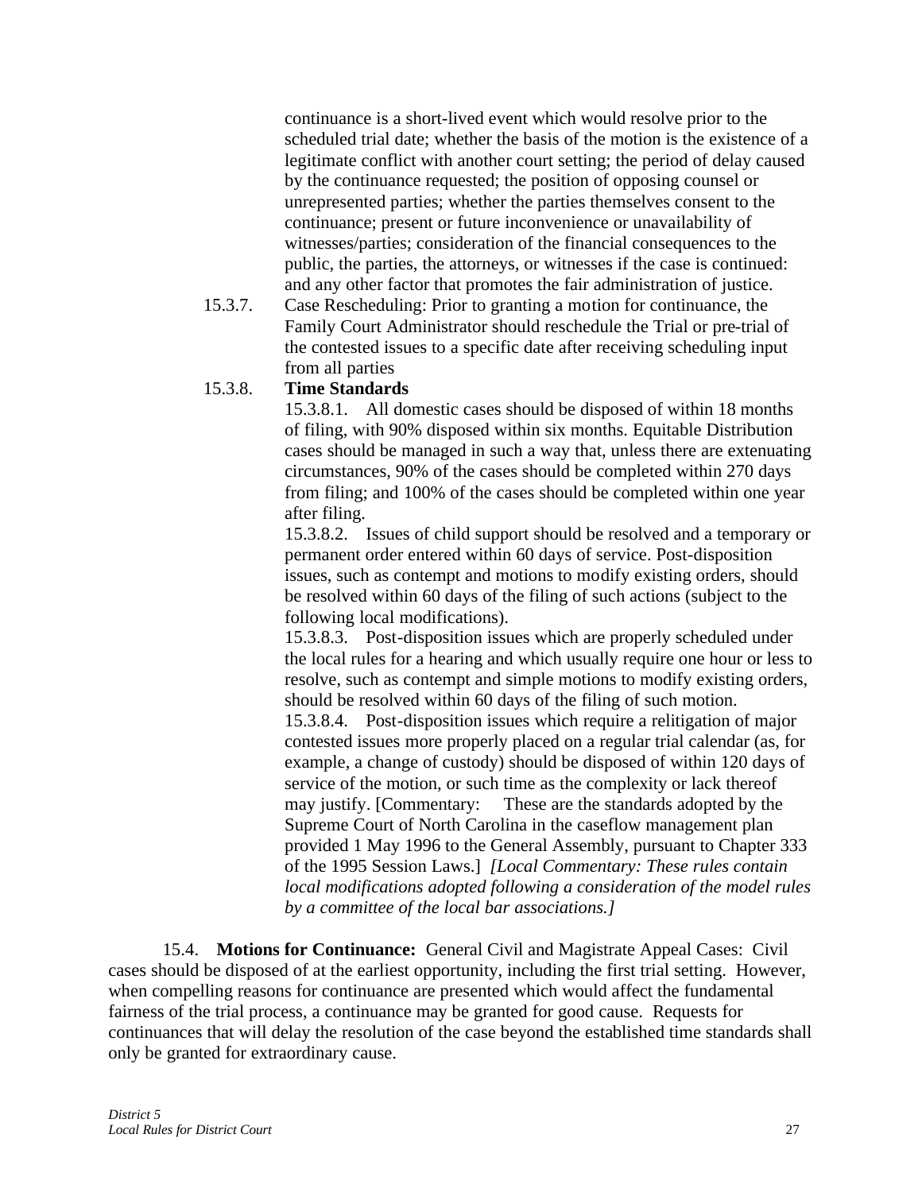continuance is a short-lived event which would resolve prior to the scheduled trial date; whether the basis of the motion is the existence of a legitimate conflict with another court setting; the period of delay caused by the continuance requested; the position of opposing counsel or unrepresented parties; whether the parties themselves consent to the continuance; present or future inconvenience or unavailability of witnesses/parties; consideration of the financial consequences to the public, the parties, the attorneys, or witnesses if the case is continued: and any other factor that promotes the fair administration of justice.

15.3.7. Case Rescheduling: Prior to granting a motion for continuance, the Family Court Administrator should reschedule the Trial or pre-trial of the contested issues to a specific date after receiving scheduling input from all parties

15.3.8. **Time Standards**

15.3.8.1. All domestic cases should be disposed of within 18 months of filing, with 90% disposed within six months. Equitable Distribution cases should be managed in such a way that, unless there are extenuating circumstances, 90% of the cases should be completed within 270 days from filing; and 100% of the cases should be completed within one year after filing.

15.3.8.2. Issues of child support should be resolved and a temporary or permanent order entered within 60 days of service. Post-disposition issues, such as contempt and motions to modify existing orders, should be resolved within 60 days of the filing of such actions (subject to the following local modifications).

15.3.8.3. Post-disposition issues which are properly scheduled under the local rules for a hearing and which usually require one hour or less to resolve, such as contempt and simple motions to modify existing orders, should be resolved within 60 days of the filing of such motion.

15.3.8.4. Post-disposition issues which require a relitigation of major contested issues more properly placed on a regular trial calendar (as, for example, a change of custody) should be disposed of within 120 days of service of the motion, or such time as the complexity or lack thereof may justify. [Commentary: These are the standards adopted by the Supreme Court of North Carolina in the caseflow management plan provided 1 May 1996 to the General Assembly, pursuant to Chapter 333 of the 1995 Session Laws.] *[Local Commentary: These rules contain local modifications adopted following a consideration of the model rules by a committee of the local bar associations.]*

15.4. **Motions for Continuance:** General Civil and Magistrate Appeal Cases: Civil cases should be disposed of at the earliest opportunity, including the first trial setting. However, when compelling reasons for continuance are presented which would affect the fundamental fairness of the trial process, a continuance may be granted for good cause. Requests for continuances that will delay the resolution of the case beyond the established time standards shall only be granted for extraordinary cause.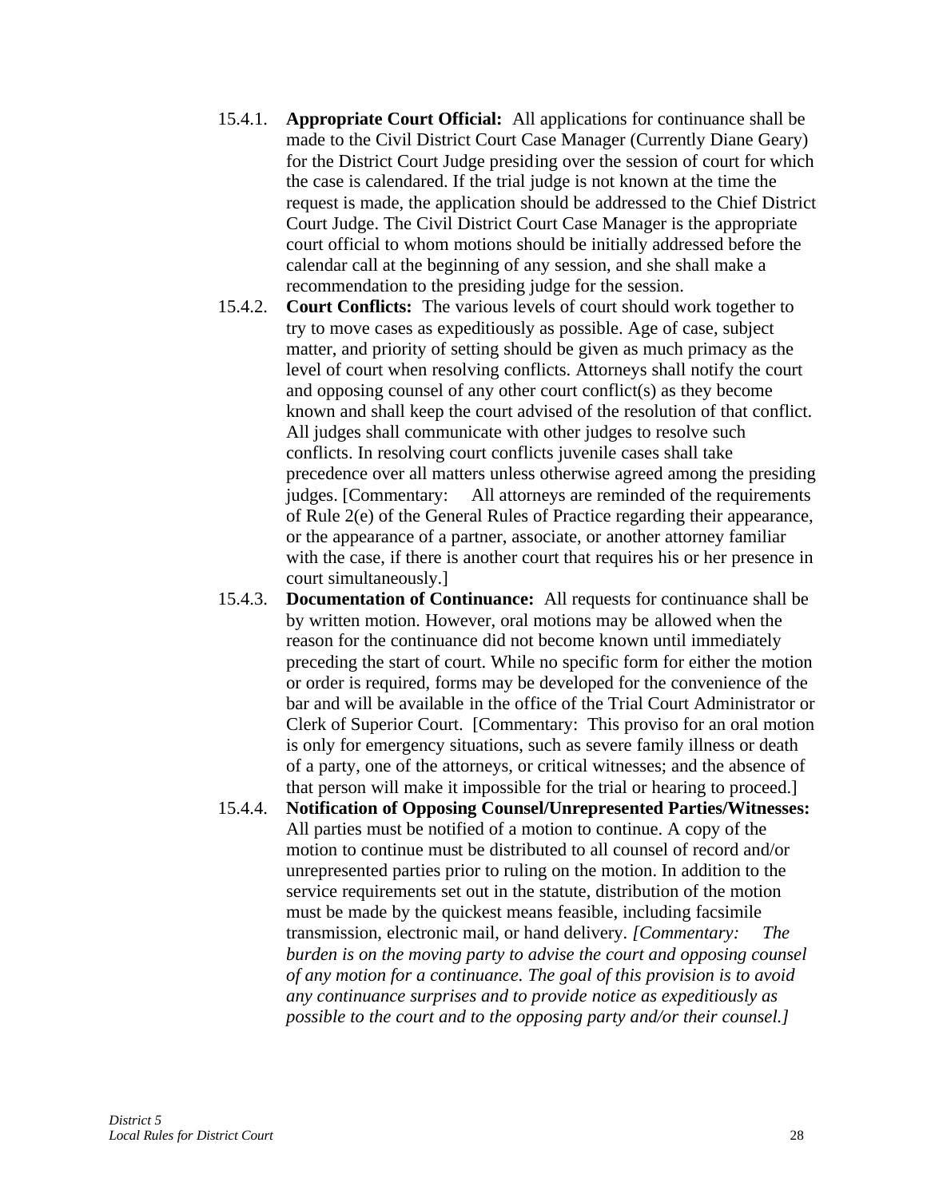15.4.1. **Appropriate Court Official:** All applications for continuance shall be made to the Civil District Court Case Manager (Currently Diane Geary) for the District Court Judge presiding over the session of court for which the case is calendared. If the trial judge is not known at the time the request is made, the application should be addressed to the Chief District Court Judge. The Civil District Court Case Manager is the appropriate court official to whom motions should be initially addressed before the calendar call at the beginning of any session, and she shall make a recommendation to the presiding judge for the session.

15.4.2. **Court Conflicts:** The various levels of court should work together to try to move cases as expeditiously as possible. Age of case, subject matter, and priority of setting should be given as much primacy as the level of court when resolving conflicts. Attorneys shall notify the court and opposing counsel of any other court conflict(s) as they become known and shall keep the court advised of the resolution of that conflict. All judges shall communicate with other judges to resolve such conflicts. In resolving court conflicts juvenile cases shall take precedence over all matters unless otherwise agreed among the presiding judges. [Commentary: All attorneys are reminded of the requirements of Rule 2(e) of the General Rules of Practice regarding their appearance, or the appearance of a partner, associate, or another attorney familiar with the case, if there is another court that requires his or her presence in court simultaneously.]

15.4.3. **Documentation of Continuance:** All requests for continuance shall be by written motion. However, oral motions may be allowed when the reason for the continuance did not become known until immediately preceding the start of court. While no specific form for either the motion or order is required, forms may be developed for the convenience of the bar and will be available in the office of the Trial Court Administrator or Clerk of Superior Court. [Commentary: This proviso for an oral motion is only for emergency situations, such as severe family illness or death of a party, one of the attorneys, or critical witnesses; and the absence of that person will make it impossible for the trial or hearing to proceed.]

15.4.4. **Notification of Opposing Counsel/Unrepresented Parties/Witnesses:** All parties must be notified of a motion to continue. A copy of the motion to continue must be distributed to all counsel of record and/or unrepresented parties prior to ruling on the motion. In addition to the service requirements set out in the statute, distribution of the motion must be made by the quickest means feasible, including facsimile transmission, electronic mail, or hand delivery. *[Commentary: The burden is on the moving party to advise the court and opposing counsel of any motion for a continuance. The goal of this provision is to avoid any continuance surprises and to provide notice as expeditiously as possible to the court and to the opposing party and/or their counsel.]*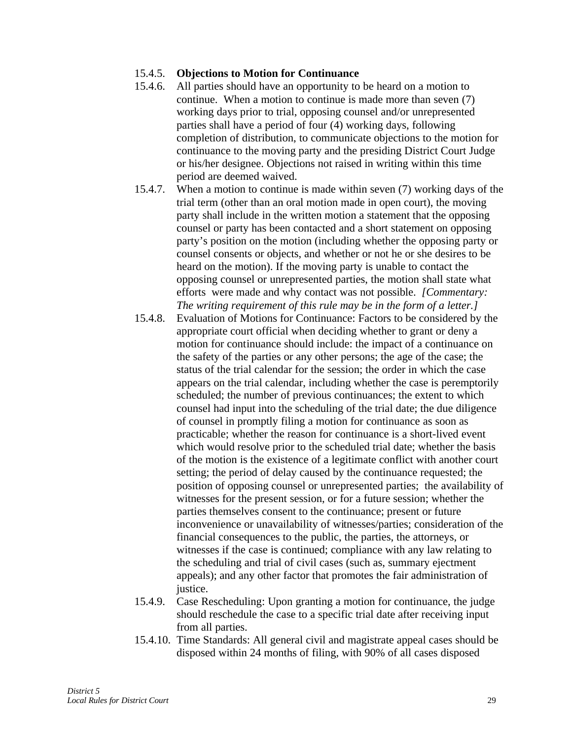15.4.5. **Objections to Motion for Continuance**

15.4.6. All parties should have an opportunity to be heard on a motion to continue. When a motion to continue is made more than seven (7) working days prior to trial, opposing counsel and/or unrepresented parties shall have a period of four (4) working days, following completion of distribution, to communicate objections to the motion for continuance to the moving party and the presiding District Court Judge or his/her designee. Objections not raised in writing within this time period are deemed waived.

15.4.7. When a motion to continue is made within seven (7) working days of the trial term (other than an oral motion made in open court), the moving party shall include in the written motion a statement that the opposing counsel or party has been contacted and a short statement on opposing party's position on the motion (including whether the opposing party or counsel consents or objects, and whether or not he or she desires to be heard on the motion). If the moving party is unable to contact the opposing counsel or unrepresented parties, the motion shall state what efforts were made and why contact was not possible. *[Commentary: The writing requirement of this rule may be in the form of a letter.]*

15.4.8. Evaluation of Motions for Continuance: Factors to be considered by the appropriate court official when deciding whether to grant or deny a motion for continuance should include: the impact of a continuance on the safety of the parties or any other persons; the age of the case; the status of the trial calendar for the session; the order in which the case appears on the trial calendar, including whether the case is peremptorily scheduled; the number of previous continuances; the extent to which counsel had input into the scheduling of the trial date; the due diligence of counsel in promptly filing a motion for continuance as soon as practicable; whether the reason for continuance is a short-lived event which would resolve prior to the scheduled trial date; whether the basis of the motion is the existence of a legitimate conflict with another court setting; the period of delay caused by the continuance requested; the position of opposing counsel or unrepresented parties; the availability of witnesses for the present session, or for a future session; whether the parties themselves consent to the continuance; present or future inconvenience or unavailability of witnesses/parties; consideration of the financial consequences to the public, the parties, the attorneys, or witnesses if the case is continued; compliance with any law relating to the scheduling and trial of civil cases (such as, summary ejectment appeals); and any other factor that promotes the fair administration of justice.

15.4.9. Case Rescheduling: Upon granting a motion for continuance, the judge should reschedule the case to a specific trial date after receiving input from all parties.

15.4.10. Time Standards: All general civil and magistrate appeal cases should be disposed within 24 months of filing, with 90% of all cases disposed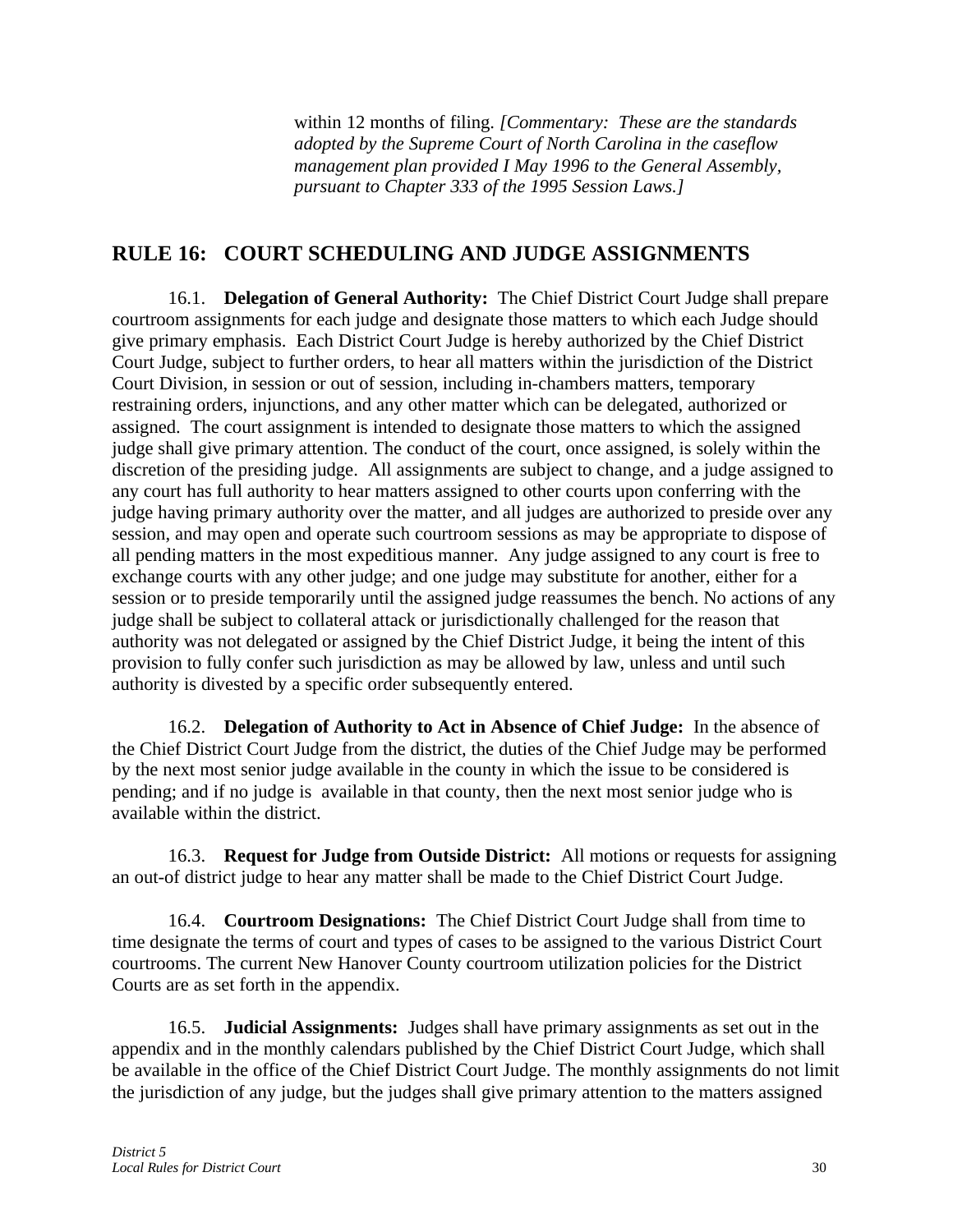within 12 months of filing. *[Commentary: These are the standards adopted by the Supreme Court of North Carolina in the caseflow management plan provided I May 1996 to the General Assembly, pursuant to Chapter 333 of the 1995 Session Laws.]*

## RULE 16: COURT SCHEDULING AND JUDGE ASSIGNMENTS

16.1. **Delegation of General Authority:** The Chief District Court Judge shall prepare courtroom assignments for each judge and designate those matters to which each Judge should give primary emphasis. Each District Court Judge is hereby authorized by the Chief District Court Judge, subject to further orders, to hear all matters within the jurisdiction of the District Court Division, in session or out of session, including in-chambers matters, temporary restraining orders, injunctions, and any other matter which can be delegated, authorized or assigned. The court assignment is intended to designate those matters to which the assigned judge shall give primary attention. The conduct of the court, once assigned, is solely within the discretion of the presiding judge. All assignments are subject to change, and a judge assigned to any court has full authority to hear matters assigned to other courts upon conferring with the judge having primary authority over the matter, and all judges are authorized to preside over any session, and may open and operate such courtroom sessions as may be appropriate to dispose of all pending matters in the most expeditious manner. Any judge assigned to any court is free to exchange courts with any other judge; and one judge may substitute for another, either for a session or to preside temporarily until the assigned judge reassumes the bench. No actions of any judge shall be subject to collateral attack or jurisdictionally challenged for the reason that authority was not delegated or assigned by the Chief District Judge, it being the intent of this provision to fully confer such jurisdiction as may be allowed by law, unless and until such authority is divested by a specific order subsequently entered.

16.2. **Delegation of Authority to Act in Absence of Chief Judge:** In the absence of the Chief District Court Judge from the district, the duties of the Chief Judge may be performed by the next most senior judge available in the county in which the issue to be considered is pending; and if no judge is available in that county, then the next most senior judge who is available within the district.

16.3. **Request for Judge from Outside District:** All motions or requests for assigning an out-of district judge to hear any matter shall be made to the Chief District Court Judge.

16.4. **Courtroom Designations:** The Chief District Court Judge shall from time to time designate the terms of court and types of cases to be assigned to the various District Court courtrooms. The current New Hanover County courtroom utilization policies for the District Courts are as set forth in the appendix.

16.5. **Judicial Assignments:** Judges shall have primary assignments as set out in the appendix and in the monthly calendars published by the Chief District Court Judge, which shall be available in the office of the Chief District Court Judge. The monthly assignments do not limit the jurisdiction of any judge, but the judges shall give primary attention to the matters assigned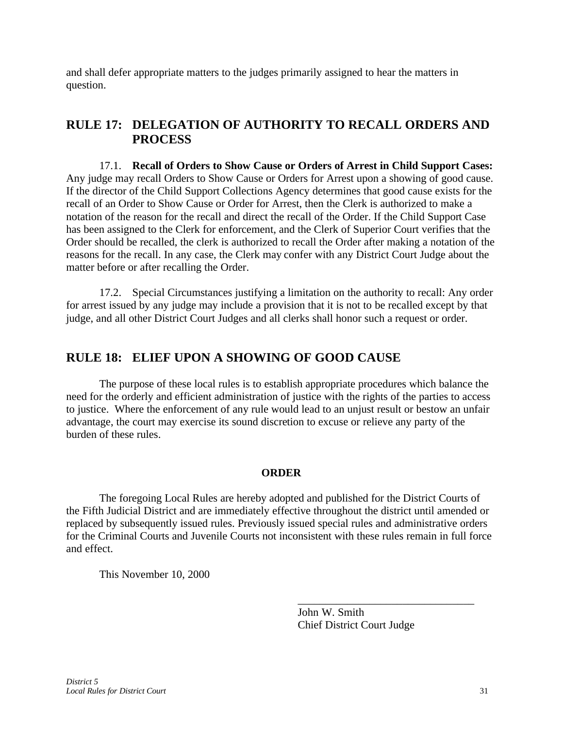and shall defer appropriate matters to the judges primarily assigned to hear the matters in question.

## RULE 17: DELEGATION OF AUTHORITY TO RECALL ORDERS AND PROCESS

17.1. **Recall of Orders to Show Cause or Orders of Arrest in Child Support Cases:** Any judge may recall Orders to Show Cause or Orders for Arrest upon a showing of good cause. If the director of the Child Support Collections Agency determines that good cause exists for the recall of an Order to Show Cause or Order for Arrest, then the Clerk is authorized to make a notation of the reason for the recall and direct the recall of the Order. If the Child Support Case has been assigned to the Clerk for enforcement, and the Clerk of Superior Court verifies that the Order should be recalled, the clerk is authorized to recall the Order after making a notation of the reasons for the recall. In any case, the Clerk may confer with any District Court Judge about the matter before or after recalling the Order.

17.2. Special Circumstances justifying a limitation on the authority to recall: Any order for arrest issued by any judge may include a provision that it is not to be recalled except by that judge, and all other District Court Judges and all clerks shall honor such a request or order.

## RULE 18: ELIEF UPON A SHOWING OF GOOD CAUSE

The purpose of these local rules is to establish appropriate procedures which balance the need for the orderly and efficient administration of justice with the rights of the parties to access to justice. Where the enforcement of any rule would lead to an unjust result or bestow an unfair advantage, the court may exercise its sound discretion to excuse or relieve any party of the burden of these rules.

**ORDER**

The foregoing Local Rules are hereby adopted and published for the District Courts of the Fifth Judicial District and are immediately effective throughout the district until amended or replaced by subsequently issued rules. Previously issued special rules and administrative orders for the Criminal Courts and Juvenile Courts not inconsistent with these rules remain in full force and effect.

This November 10, 2000

________________________________
John W. Smith
Chief District Court Judge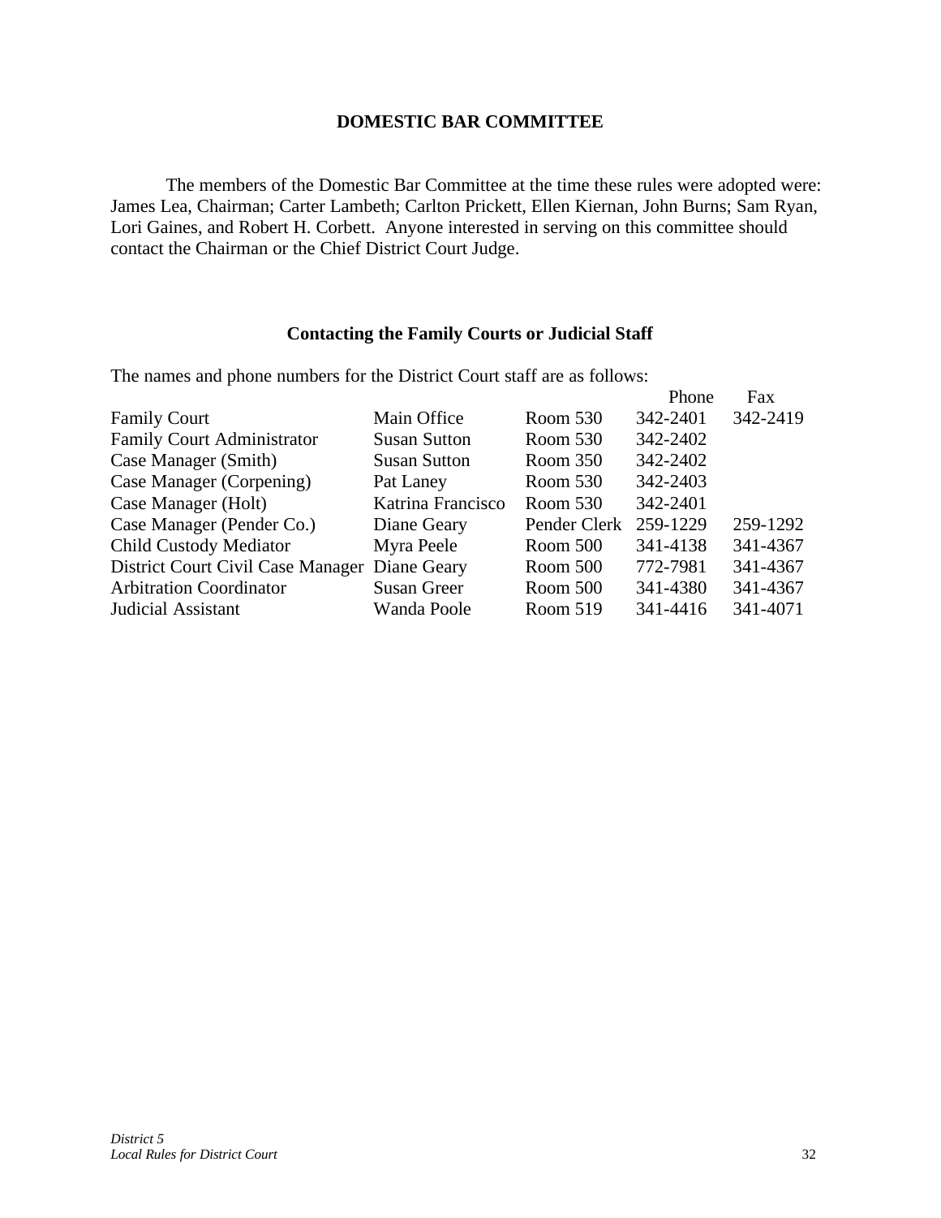## DOMESTIC BAR COMMITTEE

The members of the Domestic Bar Committee at the time these rules were adopted were: James Lea, Chairman; Carter Lambeth; Carlton Prickett, Ellen Kiernan, John Burns; Sam Ryan, Lori Gaines, and Robert H. Corbett. Anyone interested in serving on this committee should contact the Chairman or the Chief District Court Judge.

### Contacting the Family Courts or Judicial Staff

The names and phone numbers for the District Court staff are as follows:

| | | | Phone | Fax |
|---|---|---|---|---|
| Family Court | Main Office | Room 530 | 342-2401 | 342-2419 |
| Family Court Administrator | Susan Sutton | Room 530 | 342-2402 | |
| Case Manager (Smith) | Susan Sutton | Room 350 | 342-2402 | |
| Case Manager (Corpening) | Pat Laney | Room 530 | 342-2403 | |
| Case Manager (Holt) | Katrina Francisco | Room 530 | 342-2401 | |
| Case Manager (Pender Co.) | Diane Geary | Pender Clerk | 259-1229 | 259-1292 |
| Child Custody Mediator | Myra Peele | Room 500 | 341-4138 | 341-4367 |
| District Court Civil Case Manager | Diane Geary | Room 500 | 772-7981 | 341-4367 |
| Arbitration Coordinator | Susan Greer | Room 500 | 341-4380 | 341-4367 |
| Judicial Assistant | Wanda Poole | Room 519 | 341-4416 | 341-4071 |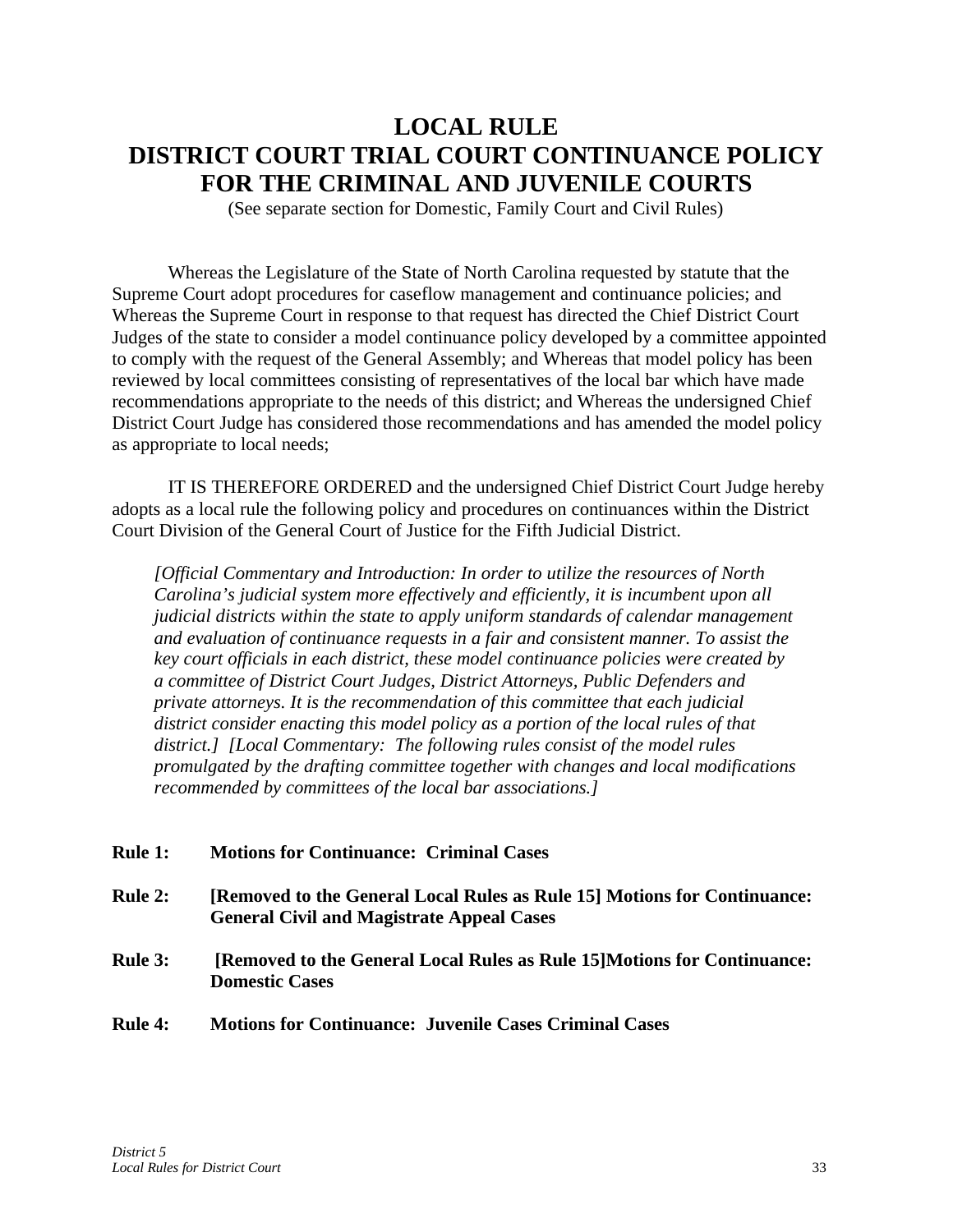# LOCAL RULE
# DISTRICT COURT TRIAL COURT CONTINUANCE POLICY FOR THE CRIMINAL AND JUVENILE COURTS

(See separate section for Domestic, Family Court and Civil Rules)

Whereas the Legislature of the State of North Carolina requested by statute that the Supreme Court adopt procedures for caseflow management and continuance policies; and Whereas the Supreme Court in response to that request has directed the Chief District Court Judges of the state to consider a model continuance policy developed by a committee appointed to comply with the request of the General Assembly; and Whereas that model policy has been reviewed by local committees consisting of representatives of the local bar which have made recommendations appropriate to the needs of this district; and Whereas the undersigned Chief District Court Judge has considered those recommendations and has amended the model policy as appropriate to local needs;

IT IS THEREFORE ORDERED and the undersigned Chief District Court Judge hereby adopts as a local rule the following policy and procedures on continuances within the District Court Division of the General Court of Justice for the Fifth Judicial District.

> *[Official Commentary and Introduction: In order to utilize the resources of North Carolina's judicial system more effectively and efficiently, it is incumbent upon all judicial districts within the state to apply uniform standards of calendar management and evaluation of continuance requests in a fair and consistent manner. To assist the key court officials in each district, these model continuance policies were created by a committee of District Court Judges, District Attorneys, Public Defenders and private attorneys. It is the recommendation of this committee that each judicial district consider enacting this model policy as a portion of the local rules of that district.] [Local Commentary: The following rules consist of the model rules promulgated by the drafting committee together with changes and local modifications recommended by committees of the local bar associations.]*

**Rule 1: Motions for Continuance: Criminal Cases**

**Rule 2: [Removed to the General Local Rules as Rule 15] Motions for Continuance: General Civil and Magistrate Appeal Cases**

**Rule 3: [Removed to the General Local Rules as Rule 15]Motions for Continuance: Domestic Cases**

**Rule 4: Motions for Continuance: Juvenile Cases Criminal Cases**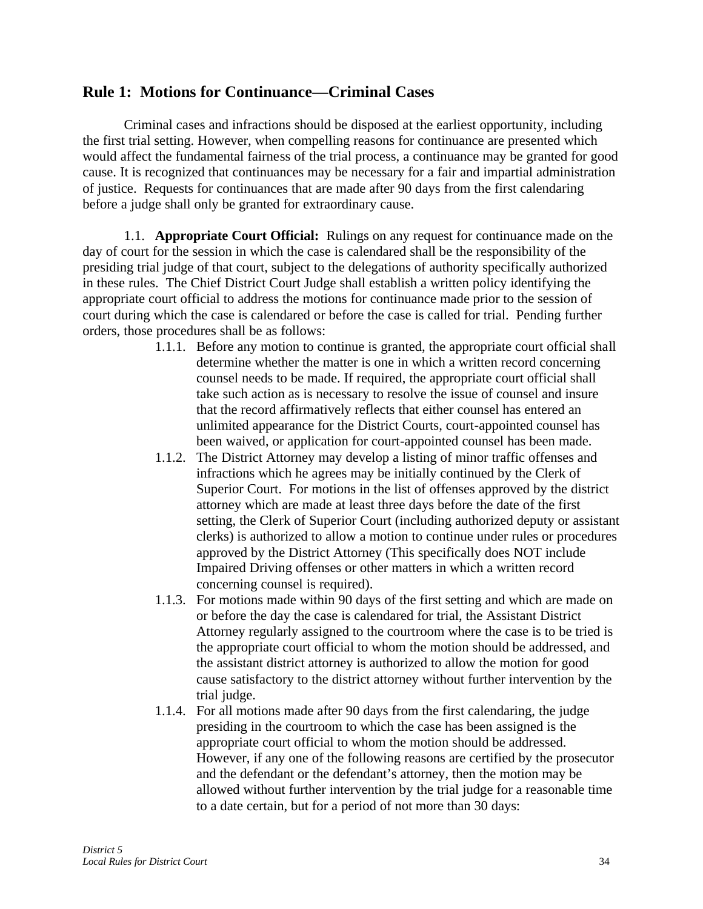## Rule 1: Motions for Continuance—Criminal Cases

Criminal cases and infractions should be disposed at the earliest opportunity, including the first trial setting. However, when compelling reasons for continuance are presented which would affect the fundamental fairness of the trial process, a continuance may be granted for good cause. It is recognized that continuances may be necessary for a fair and impartial administration of justice. Requests for continuances that are made after 90 days from the first calendaring before a judge shall only be granted for extraordinary cause.

1.1. **Appropriate Court Official:** Rulings on any request for continuance made on the day of court for the session in which the case is calendared shall be the responsibility of the presiding trial judge of that court, subject to the delegations of authority specifically authorized in these rules. The Chief District Court Judge shall establish a written policy identifying the appropriate court official to address the motions for continuance made prior to the session of court during which the case is calendared or before the case is called for trial. Pending further orders, those procedures shall be as follows:

1.1.1. Before any motion to continue is granted, the appropriate court official shall determine whether the matter is one in which a written record concerning counsel needs to be made. If required, the appropriate court official shall take such action as is necessary to resolve the issue of counsel and insure that the record affirmatively reflects that either counsel has entered an unlimited appearance for the District Courts, court-appointed counsel has been waived, or application for court-appointed counsel has been made.

1.1.2. The District Attorney may develop a listing of minor traffic offenses and infractions which he agrees may be initially continued by the Clerk of Superior Court. For motions in the list of offenses approved by the district attorney which are made at least three days before the date of the first setting, the Clerk of Superior Court (including authorized deputy or assistant clerks) is authorized to allow a motion to continue under rules or procedures approved by the District Attorney (This specifically does NOT include Impaired Driving offenses or other matters in which a written record concerning counsel is required).

1.1.3. For motions made within 90 days of the first setting and which are made on or before the day the case is calendared for trial, the Assistant District Attorney regularly assigned to the courtroom where the case is to be tried is the appropriate court official to whom the motion should be addressed, and the assistant district attorney is authorized to allow the motion for good cause satisfactory to the district attorney without further intervention by the trial judge.

1.1.4. For all motions made after 90 days from the first calendaring, the judge presiding in the courtroom to which the case has been assigned is the appropriate court official to whom the motion should be addressed. However, if any one of the following reasons are certified by the prosecutor and the defendant or the defendant's attorney, then the motion may be allowed without further intervention by the trial judge for a reasonable time to a date certain, but for a period of not more than 30 days: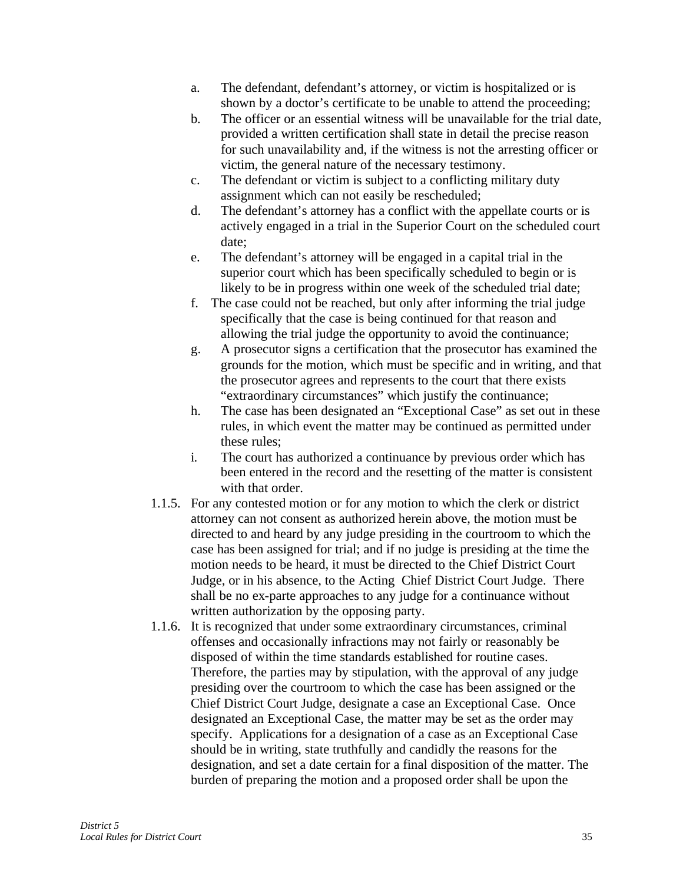a. The defendant, defendant's attorney, or victim is hospitalized or is shown by a doctor's certificate to be unable to attend the proceeding;
b. The officer or an essential witness will be unavailable for the trial date, provided a written certification shall state in detail the precise reason for such unavailability and, if the witness is not the arresting officer or victim, the general nature of the necessary testimony.
c. The defendant or victim is subject to a conflicting military duty assignment which can not easily be rescheduled;
d. The defendant's attorney has a conflict with the appellate courts or is actively engaged in a trial in the Superior Court on the scheduled court date;
e. The defendant's attorney will be engaged in a capital trial in the superior court which has been specifically scheduled to begin or is likely to be in progress within one week of the scheduled trial date;
f. The case could not be reached, but only after informing the trial judge specifically that the case is being continued for that reason and allowing the trial judge the opportunity to avoid the continuance;
g. A prosecutor signs a certification that the prosecutor has examined the grounds for the motion, which must be specific and in writing, and that the prosecutor agrees and represents to the court that there exists "extraordinary circumstances" which justify the continuance;
h. The case has been designated an "Exceptional Case" as set out in these rules, in which event the matter may be continued as permitted under these rules;
i. The court has authorized a continuance by previous order which has been entered in the record and the resetting of the matter is consistent with that order.

1.1.5. For any contested motion or for any motion to which the clerk or district attorney can not consent as authorized herein above, the motion must be directed to and heard by any judge presiding in the courtroom to which the case has been assigned for trial; and if no judge is presiding at the time the motion needs to be heard, it must be directed to the Chief District Court Judge, or in his absence, to the Acting Chief District Court Judge. There shall be no ex-parte approaches to any judge for a continuance without written authorization by the opposing party.

1.1.6. It is recognized that under some extraordinary circumstances, criminal offenses and occasionally infractions may not fairly or reasonably be disposed of within the time standards established for routine cases. Therefore, the parties may by stipulation, with the approval of any judge presiding over the courtroom to which the case has been assigned or the Chief District Court Judge, designate a case an Exceptional Case. Once designated an Exceptional Case, the matter may be set as the order may specify. Applications for a designation of a case as an Exceptional Case should be in writing, state truthfully and candidly the reasons for the designation, and set a date certain for a final disposition of the matter. The burden of preparing the motion and a proposed order shall be upon the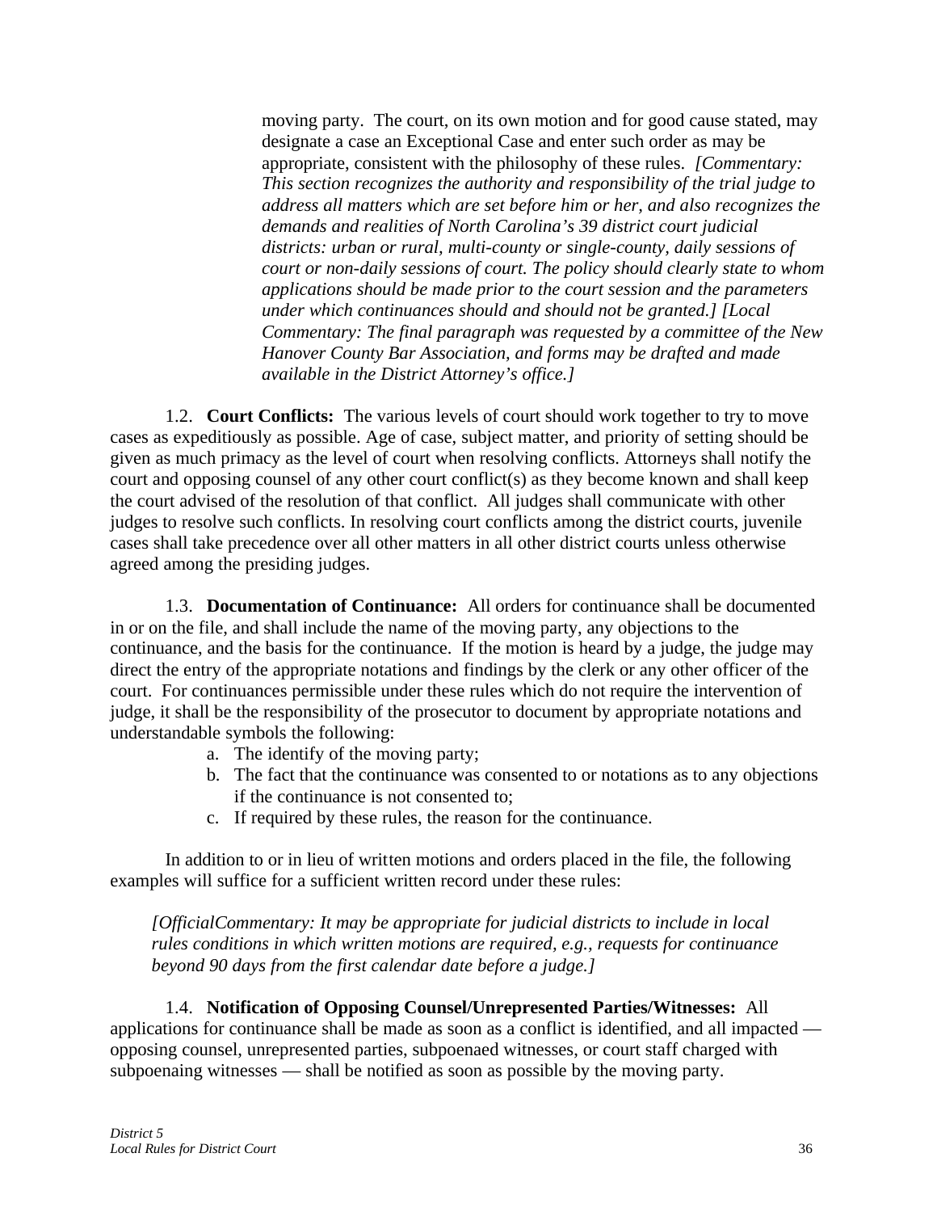moving party. The court, on its own motion and for good cause stated, may designate a case an Exceptional Case and enter such order as may be appropriate, consistent with the philosophy of these rules. *[Commentary: This section recognizes the authority and responsibility of the trial judge to address all matters which are set before him or her, and also recognizes the demands and realities of North Carolina's 39 district court judicial districts: urban or rural, multi-county or single-county, daily sessions of court or non-daily sessions of court. The policy should clearly state to whom applications should be made prior to the court session and the parameters under which continuances should and should not be granted.] [Local Commentary: The final paragraph was requested by a committee of the New Hanover County Bar Association, and forms may be drafted and made available in the District Attorney's office.]*

1.2. **Court Conflicts:** The various levels of court should work together to try to move cases as expeditiously as possible. Age of case, subject matter, and priority of setting should be given as much primacy as the level of court when resolving conflicts. Attorneys shall notify the court and opposing counsel of any other court conflict(s) as they become known and shall keep the court advised of the resolution of that conflict. All judges shall communicate with other judges to resolve such conflicts. In resolving court conflicts among the district courts, juvenile cases shall take precedence over all other matters in all other district courts unless otherwise agreed among the presiding judges.

1.3. **Documentation of Continuance:** All orders for continuance shall be documented in or on the file, and shall include the name of the moving party, any objections to the continuance, and the basis for the continuance. If the motion is heard by a judge, the judge may direct the entry of the appropriate notations and findings by the clerk or any other officer of the court. For continuances permissible under these rules which do not require the intervention of judge, it shall be the responsibility of the prosecutor to document by appropriate notations and understandable symbols the following:

a. The identify of the moving party;
b. The fact that the continuance was consented to or notations as to any objections if the continuance is not consented to;
c. If required by these rules, the reason for the continuance.

In addition to or in lieu of written motions and orders placed in the file, the following examples will suffice for a sufficient written record under these rules:

*[OfficialCommentary: It may be appropriate for judicial districts to include in local rules conditions in which written motions are required, e.g., requests for continuance beyond 90 days from the first calendar date before a judge.]*

1.4. **Notification of Opposing Counsel/Unrepresented Parties/Witnesses:** All applications for continuance shall be made as soon as a conflict is identified, and all impacted — opposing counsel, unrepresented parties, subpoenaed witnesses, or court staff charged with subpoenaing witnesses — shall be notified as soon as possible by the moving party.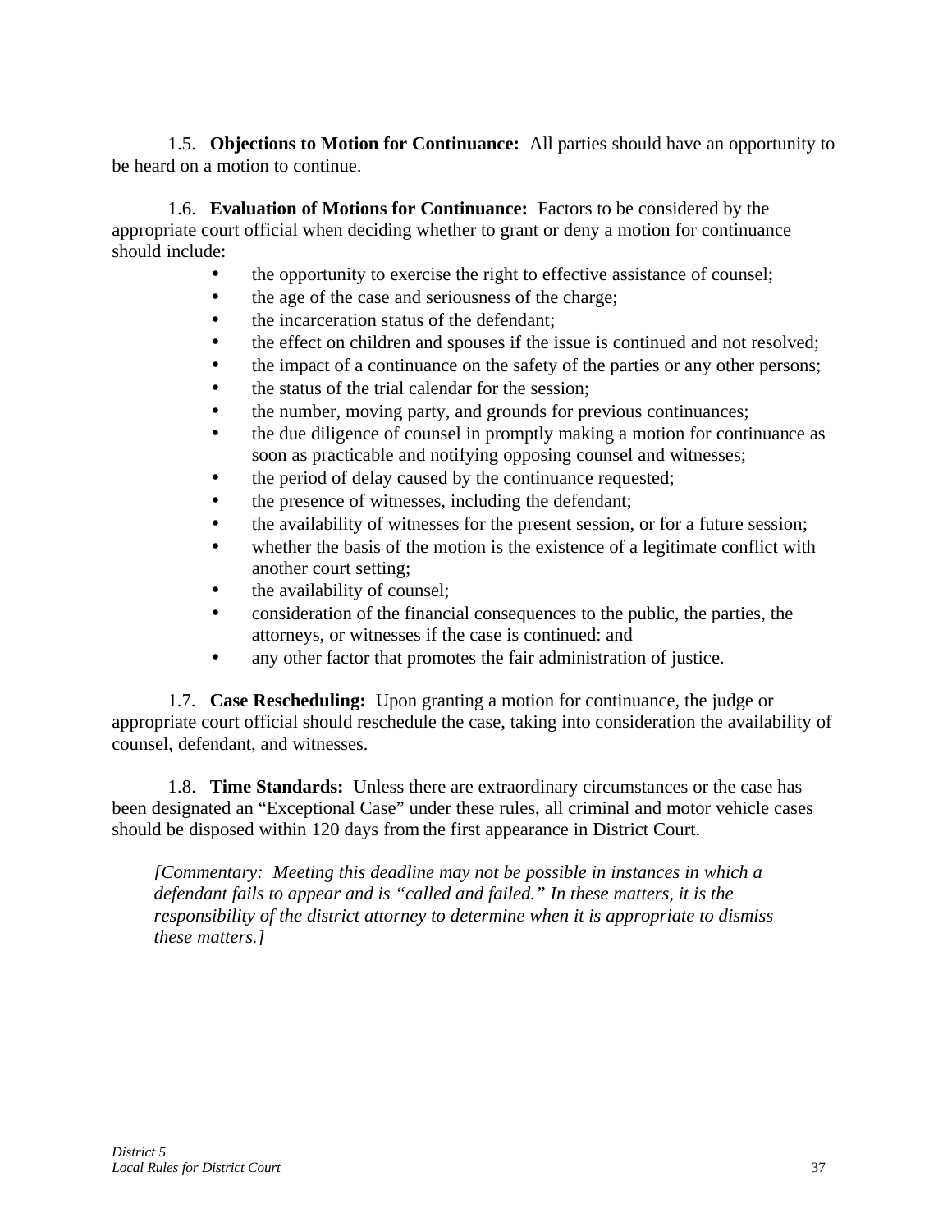1.5. **Objections to Motion for Continuance:** All parties should have an opportunity to be heard on a motion to continue.

1.6. **Evaluation of Motions for Continuance:** Factors to be considered by the appropriate court official when deciding whether to grant or deny a motion for continuance should include:

- the opportunity to exercise the right to effective assistance of counsel;
- the age of the case and seriousness of the charge;
- the incarceration status of the defendant;
- the effect on children and spouses if the issue is continued and not resolved;
- the impact of a continuance on the safety of the parties or any other persons;
- the status of the trial calendar for the session;
- the number, moving party, and grounds for previous continuances;
- the due diligence of counsel in promptly making a motion for continuance as soon as practicable and notifying opposing counsel and witnesses;
- the period of delay caused by the continuance requested;
- the presence of witnesses, including the defendant;
- the availability of witnesses for the present session, or for a future session;
- whether the basis of the motion is the existence of a legitimate conflict with another court setting;
- the availability of counsel;
- consideration of the financial consequences to the public, the parties, the attorneys, or witnesses if the case is continued: and
- any other factor that promotes the fair administration of justice.

1.7. **Case Rescheduling:** Upon granting a motion for continuance, the judge or appropriate court official should reschedule the case, taking into consideration the availability of counsel, defendant, and witnesses.

1.8. **Time Standards:** Unless there are extraordinary circumstances or the case has been designated an "Exceptional Case" under these rules, all criminal and motor vehicle cases should be disposed within 120 days from the first appearance in District Court.

*[Commentary: Meeting this deadline may not be possible in instances in which a defendant fails to appear and is "called and failed." In these matters, it is the responsibility of the district attorney to determine when it is appropriate to dismiss these matters.]*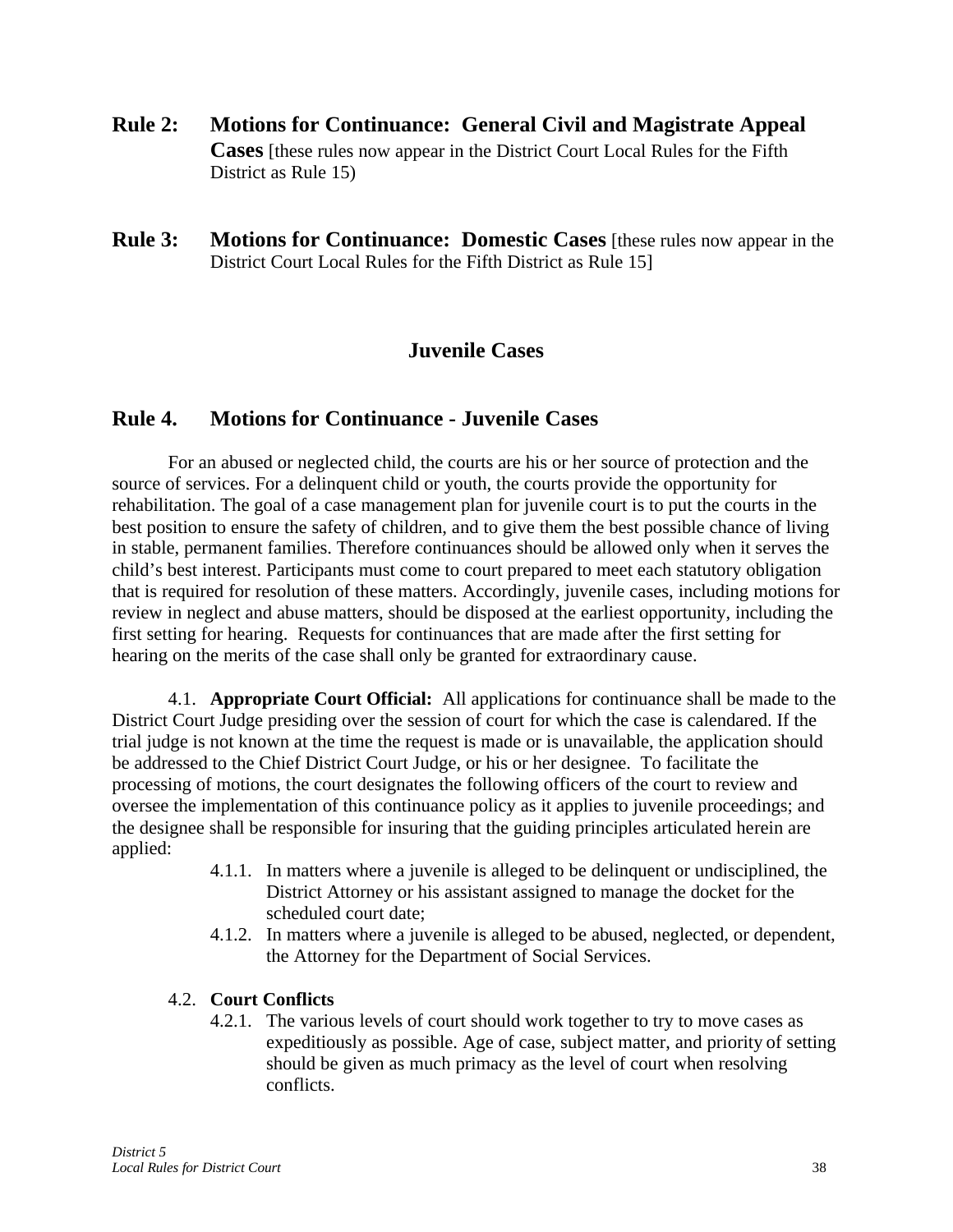## Rule 2: Motions for Continuance: General Civil and Magistrate Appeal Cases [these rules now appear in the District Court Local Rules for the Fifth District as Rule 15)

## Rule 3: Motions for Continuance: Domestic Cases [these rules now appear in the District Court Local Rules for the Fifth District as Rule 15]

# Juvenile Cases

## Rule 4. Motions for Continuance - Juvenile Cases

For an abused or neglected child, the courts are his or her source of protection and the source of services. For a delinquent child or youth, the courts provide the opportunity for rehabilitation. The goal of a case management plan for juvenile court is to put the courts in the best position to ensure the safety of children, and to give them the best possible chance of living in stable, permanent families. Therefore continuances should be allowed only when it serves the child's best interest. Participants must come to court prepared to meet each statutory obligation that is required for resolution of these matters. Accordingly, juvenile cases, including motions for review in neglect and abuse matters, should be disposed at the earliest opportunity, including the first setting for hearing. Requests for continuances that are made after the first setting for hearing on the merits of the case shall only be granted for extraordinary cause.

4.1. **Appropriate Court Official:** All applications for continuance shall be made to the District Court Judge presiding over the session of court for which the case is calendared. If the trial judge is not known at the time the request is made or is unavailable, the application should be addressed to the Chief District Court Judge, or his or her designee. To facilitate the processing of motions, the court designates the following officers of the court to review and oversee the implementation of this continuance policy as it applies to juvenile proceedings; and the designee shall be responsible for insuring that the guiding principles articulated herein are applied:

- 4.1.1. In matters where a juvenile is alleged to be delinquent or undisciplined, the District Attorney or his assistant assigned to manage the docket for the scheduled court date;
- 4.1.2. In matters where a juvenile is alleged to be abused, neglected, or dependent, the Attorney for the Department of Social Services.

4.2. **Court Conflicts**

- 4.2.1. The various levels of court should work together to try to move cases as expeditiously as possible. Age of case, subject matter, and priority of setting should be given as much primacy as the level of court when resolving conflicts.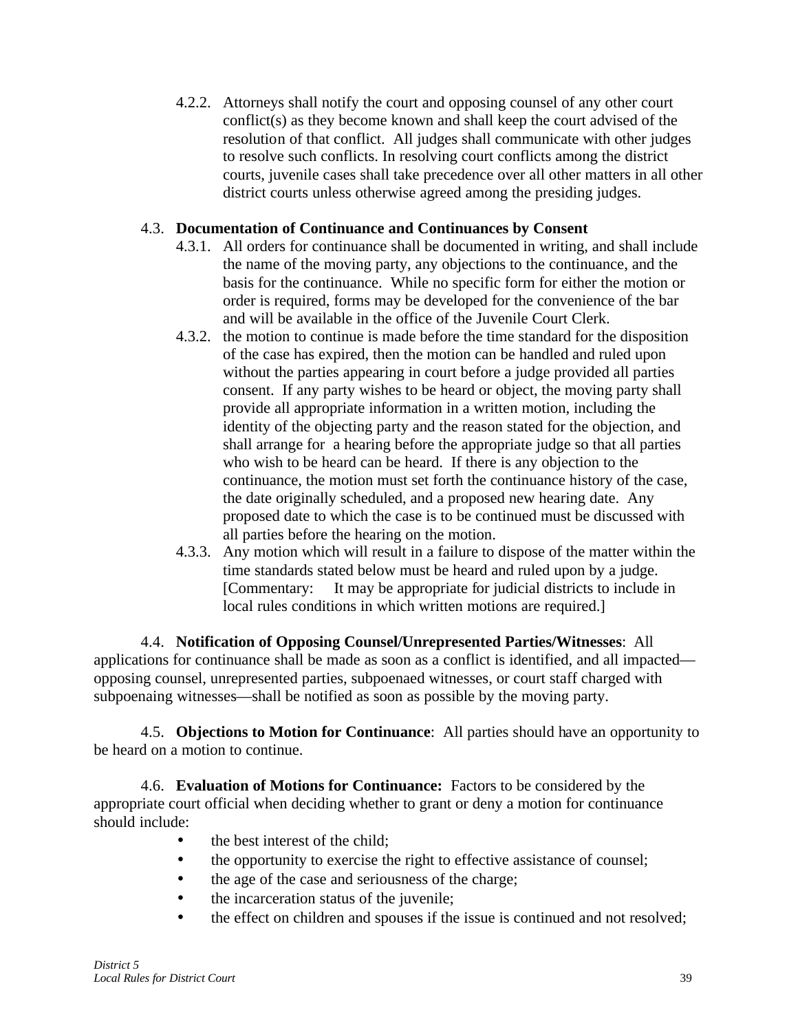4.2.2. Attorneys shall notify the court and opposing counsel of any other court conflict(s) as they become known and shall keep the court advised of the resolution of that conflict. All judges shall communicate with other judges to resolve such conflicts. In resolving court conflicts among the district courts, juvenile cases shall take precedence over all other matters in all other district courts unless otherwise agreed among the presiding judges.

4.3. **Documentation of Continuance and Continuances by Consent**

4.3.1. All orders for continuance shall be documented in writing, and shall include the name of the moving party, any objections to the continuance, and the basis for the continuance. While no specific form for either the motion or order is required, forms may be developed for the convenience of the bar and will be available in the office of the Juvenile Court Clerk.

4.3.2. the motion to continue is made before the time standard for the disposition of the case has expired, then the motion can be handled and ruled upon without the parties appearing in court before a judge provided all parties consent. If any party wishes to be heard or object, the moving party shall provide all appropriate information in a written motion, including the identity of the objecting party and the reason stated for the objection, and shall arrange for a hearing before the appropriate judge so that all parties who wish to be heard can be heard. If there is any objection to the continuance, the motion must set forth the continuance history of the case, the date originally scheduled, and a proposed new hearing date. Any proposed date to which the case is to be continued must be discussed with all parties before the hearing on the motion.

4.3.3. Any motion which will result in a failure to dispose of the matter within the time standards stated below must be heard and ruled upon by a judge. [Commentary: It may be appropriate for judicial districts to include in local rules conditions in which written motions are required.]

4.4. **Notification of Opposing Counsel/Unrepresented Parties/Witnesses**: All applications for continuance shall be made as soon as a conflict is identified, and all impacted—opposing counsel, unrepresented parties, subpoenaed witnesses, or court staff charged with subpoenaing witnesses—shall be notified as soon as possible by the moving party.

4.5. **Objections to Motion for Continuance**: All parties should have an opportunity to be heard on a motion to continue.

4.6. **Evaluation of Motions for Continuance:** Factors to be considered by the appropriate court official when deciding whether to grant or deny a motion for continuance should include:

- the best interest of the child;
- the opportunity to exercise the right to effective assistance of counsel;
- the age of the case and seriousness of the charge;
- the incarceration status of the juvenile;
- the effect on children and spouses if the issue is continued and not resolved;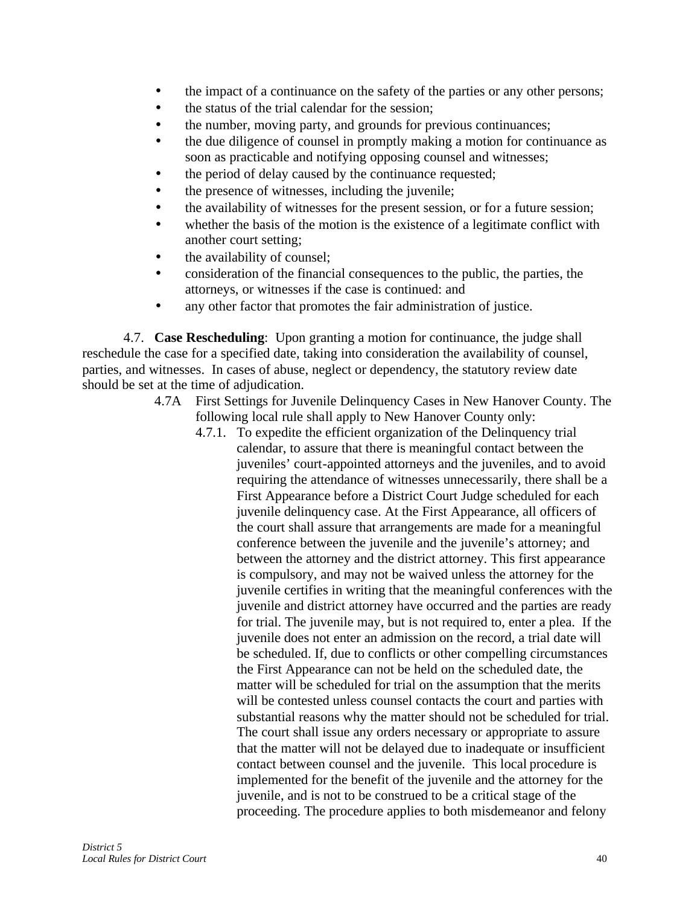- the impact of a continuance on the safety of the parties or any other persons;
- the status of the trial calendar for the session;
- the number, moving party, and grounds for previous continuances;
- the due diligence of counsel in promptly making a motion for continuance as soon as practicable and notifying opposing counsel and witnesses;
- the period of delay caused by the continuance requested;
- the presence of witnesses, including the juvenile;
- the availability of witnesses for the present session, or for a future session;
- whether the basis of the motion is the existence of a legitimate conflict with another court setting;
- the availability of counsel;
- consideration of the financial consequences to the public, the parties, the attorneys, or witnesses if the case is continued: and
- any other factor that promotes the fair administration of justice.

4.7. **Case Rescheduling**: Upon granting a motion for continuance, the judge shall reschedule the case for a specified date, taking into consideration the availability of counsel, parties, and witnesses. In cases of abuse, neglect or dependency, the statutory review date should be set at the time of adjudication.

4.7A First Settings for Juvenile Delinquency Cases in New Hanover County. The following local rule shall apply to New Hanover County only:

4.7.1. To expedite the efficient organization of the Delinquency trial calendar, to assure that there is meaningful contact between the juveniles' court-appointed attorneys and the juveniles, and to avoid requiring the attendance of witnesses unnecessarily, there shall be a First Appearance before a District Court Judge scheduled for each juvenile delinquency case. At the First Appearance, all officers of the court shall assure that arrangements are made for a meaningful conference between the juvenile and the juvenile's attorney; and between the attorney and the district attorney. This first appearance is compulsory, and may not be waived unless the attorney for the juvenile certifies in writing that the meaningful conferences with the juvenile and district attorney have occurred and the parties are ready for trial. The juvenile may, but is not required to, enter a plea. If the juvenile does not enter an admission on the record, a trial date will be scheduled. If, due to conflicts or other compelling circumstances the First Appearance can not be held on the scheduled date, the matter will be scheduled for trial on the assumption that the merits will be contested unless counsel contacts the court and parties with substantial reasons why the matter should not be scheduled for trial. The court shall issue any orders necessary or appropriate to assure that the matter will not be delayed due to inadequate or insufficient contact between counsel and the juvenile. This local procedure is implemented for the benefit of the juvenile and the attorney for the juvenile, and is not to be construed to be a critical stage of the proceeding. The procedure applies to both misdemeanor and felony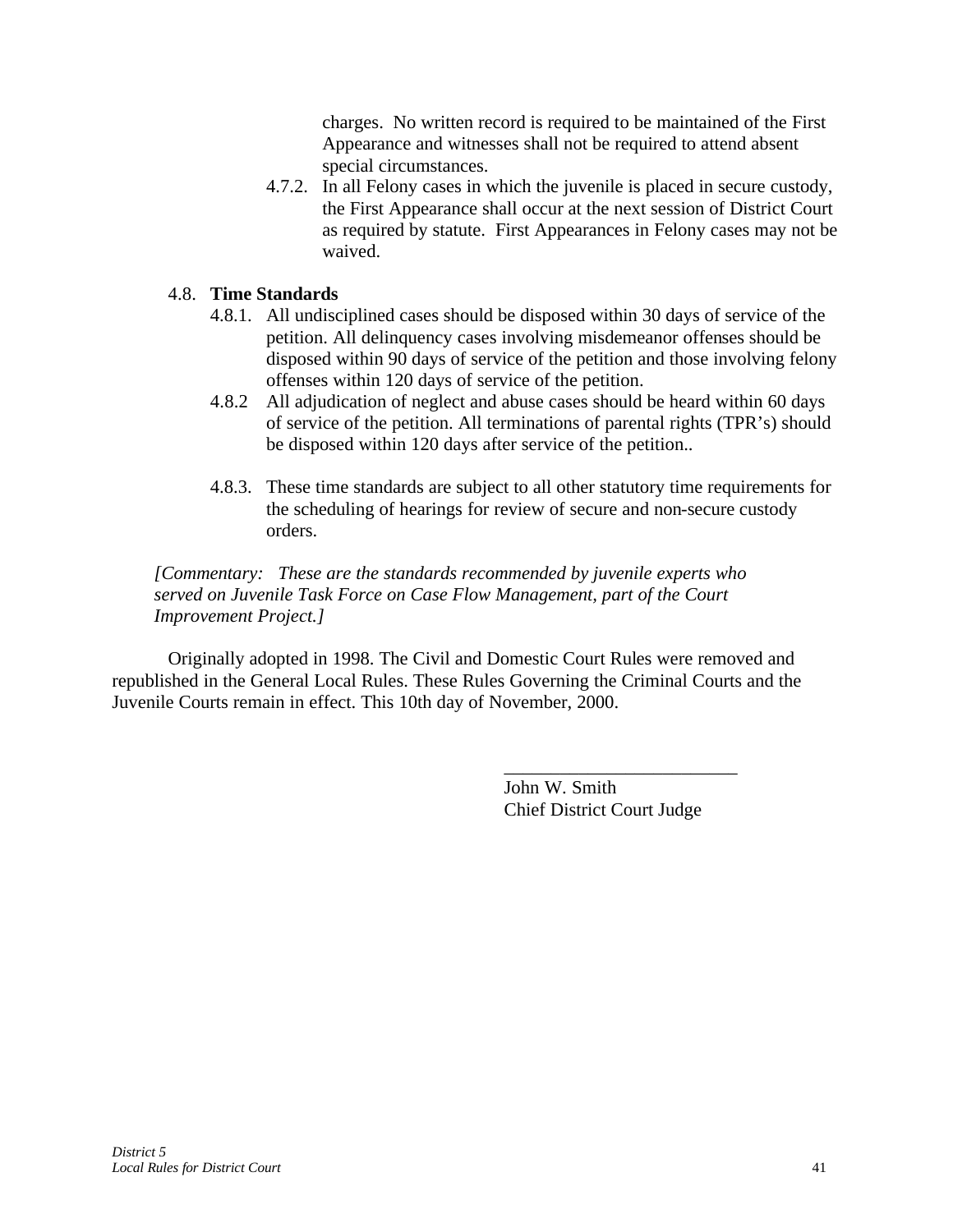charges. No written record is required to be maintained of the First Appearance and witnesses shall not be required to attend absent special circumstances.

4.7.2. In all Felony cases in which the juvenile is placed in secure custody, the First Appearance shall occur at the next session of District Court as required by statute. First Appearances in Felony cases may not be waived.

4.8. **Time Standards**

4.8.1. All undisciplined cases should be disposed within 30 days of service of the petition. All delinquency cases involving misdemeanor offenses should be disposed within 90 days of service of the petition and those involving felony offenses within 120 days of service of the petition.

4.8.2 All adjudication of neglect and abuse cases should be heard within 60 days of service of the petition. All terminations of parental rights (TPR's) should be disposed within 120 days after service of the petition..

4.8.3. These time standards are subject to all other statutory time requirements for the scheduling of hearings for review of secure and non-secure custody orders.

*[Commentary: These are the standards recommended by juvenile experts who served on Juvenile Task Force on Case Flow Management, part of the Court Improvement Project.]*

Originally adopted in 1998. The Civil and Domestic Court Rules were removed and republished in the General Local Rules. These Rules Governing the Criminal Courts and the Juvenile Courts remain in effect. This 10th day of November, 2000.

\_\_\_\_\_\_\_\_\_\_\_\_\_\_\_\_\_\_\_\_\_\_\_\_\_\_

John W. Smith
Chief District Court Judge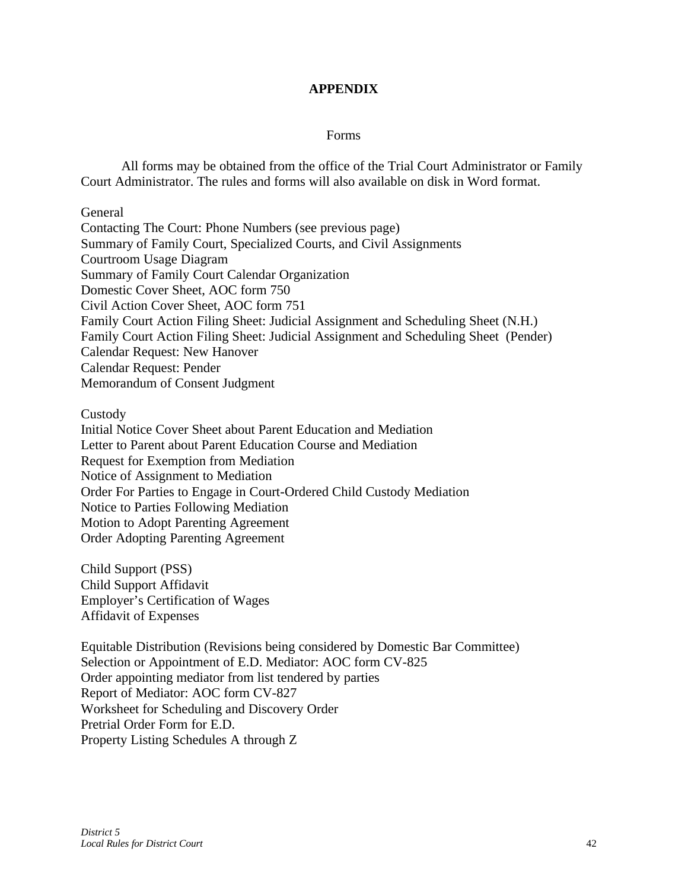# APPENDIX

Forms

All forms may be obtained from the office of the Trial Court Administrator or Family Court Administrator. The rules and forms will also available on disk in Word format.

General
Contacting The Court: Phone Numbers (see previous page)
Summary of Family Court, Specialized Courts, and Civil Assignments
Courtroom Usage Diagram
Summary of Family Court Calendar Organization
Domestic Cover Sheet, AOC form 750
Civil Action Cover Sheet, AOC form 751
Family Court Action Filing Sheet: Judicial Assignment and Scheduling Sheet (N.H.)
Family Court Action Filing Sheet: Judicial Assignment and Scheduling Sheet (Pender)
Calendar Request: New Hanover
Calendar Request: Pender
Memorandum of Consent Judgment

Custody
Initial Notice Cover Sheet about Parent Education and Mediation
Letter to Parent about Parent Education Course and Mediation
Request for Exemption from Mediation
Notice of Assignment to Mediation
Order For Parties to Engage in Court-Ordered Child Custody Mediation
Notice to Parties Following Mediation
Motion to Adopt Parenting Agreement
Order Adopting Parenting Agreement

Child Support (PSS)
Child Support Affidavit
Employer's Certification of Wages
Affidavit of Expenses

Equitable Distribution (Revisions being considered by Domestic Bar Committee)
Selection or Appointment of E.D. Mediator: AOC form CV-825
Order appointing mediator from list tendered by parties
Report of Mediator: AOC form CV-827
Worksheet for Scheduling and Discovery Order
Pretrial Order Form for E.D.
Property Listing Schedules A through Z